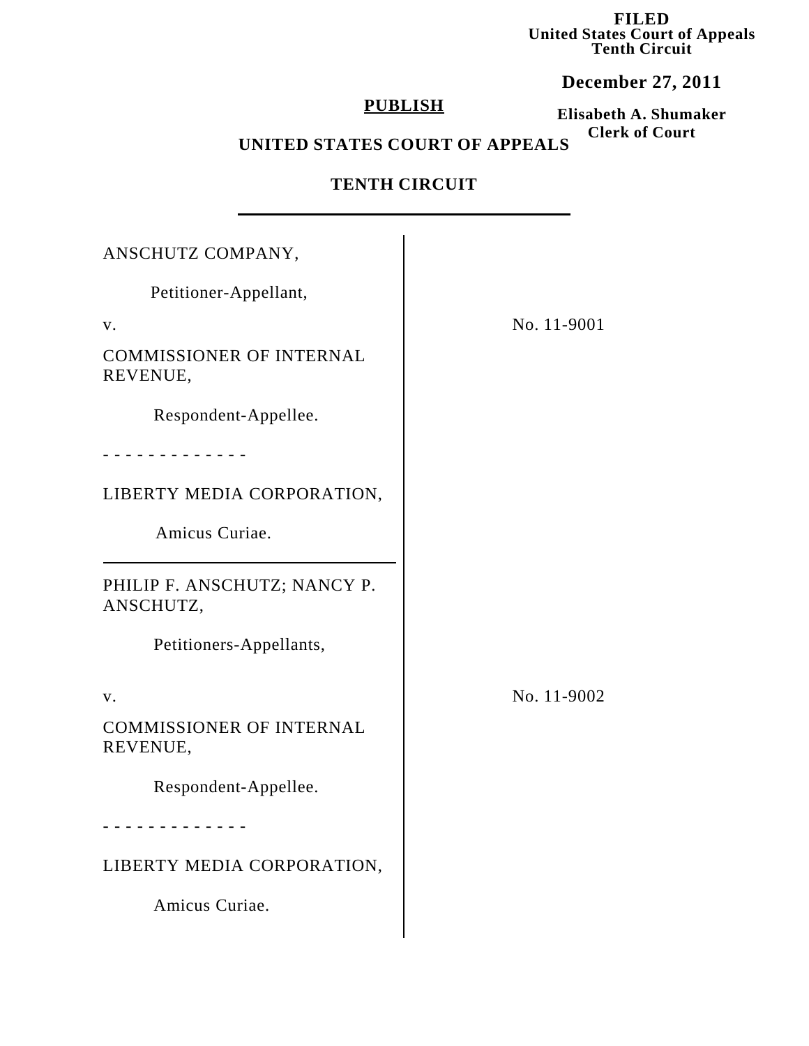**FILED**
**United States Court of Appeals**
**Tenth Circuit**

**December 27, 2011**

**Elisabeth A. Shumaker**
**Clerk of Court**

**PUBLISH**

**UNITED STATES COURT OF APPEALS**

**TENTH CIRCUIT**

---

ANSCHUTZ COMPANY,

Petitioner-Appellant,

v.

COMMISSIONER OF INTERNAL REVENUE,

Respondent-Appellee.

\- - - - - - - - - - - - -

LIBERTY MEDIA CORPORATION,

Amicus Curiae.

No. 11-9001

---

PHILIP F. ANSCHUTZ; NANCY P. ANSCHUTZ,

Petitioners-Appellants,

v.

COMMISSIONER OF INTERNAL REVENUE,

Respondent-Appellee.

\- - - - - - - - - - - - -

LIBERTY MEDIA CORPORATION,

Amicus Curiae.

No. 11-9002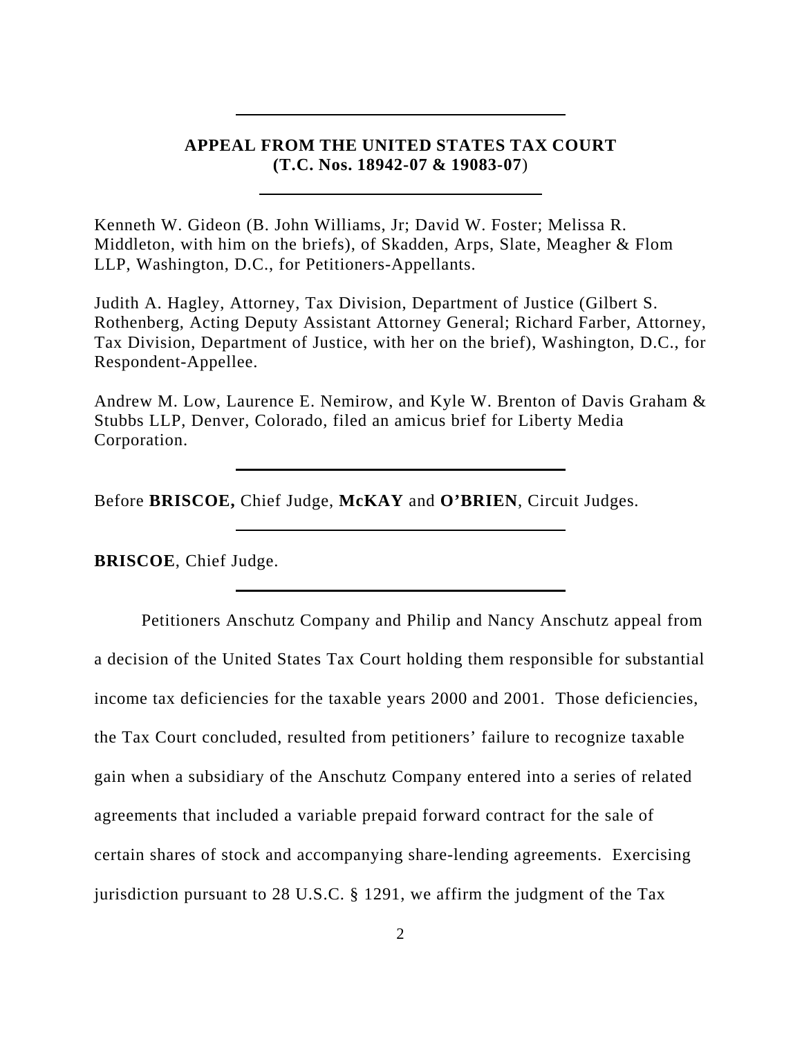**APPEAL FROM THE UNITED STATES TAX COURT**
**(T.C. Nos. 18942-07 & 19083-07)**

---

Kenneth W. Gideon (B. John Williams, Jr; David W. Foster; Melissa R. Middleton, with him on the briefs), of Skadden, Arps, Slate, Meagher & Flom LLP, Washington, D.C., for Petitioners-Appellants.

Judith A. Hagley, Attorney, Tax Division, Department of Justice (Gilbert S. Rothenberg, Acting Deputy Assistant Attorney General; Richard Farber, Attorney, Tax Division, Department of Justice, with her on the brief), Washington, D.C., for Respondent-Appellee.

Andrew M. Low, Laurence E. Nemirow, and Kyle W. Brenton of Davis Graham & Stubbs LLP, Denver, Colorado, filed an amicus brief for Liberty Media Corporation.

---

Before **BRISCOE,** Chief Judge, **McKAY** and **O'BRIEN**, Circuit Judges.

---

**BRISCOE**, Chief Judge.

---

Petitioners Anschutz Company and Philip and Nancy Anschutz appeal from a decision of the United States Tax Court holding them responsible for substantial income tax deficiencies for the taxable years 2000 and 2001. Those deficiencies, the Tax Court concluded, resulted from petitioners' failure to recognize taxable gain when a subsidiary of the Anschutz Company entered into a series of related agreements that included a variable prepaid forward contract for the sale of certain shares of stock and accompanying share-lending agreements. Exercising jurisdiction pursuant to 28 U.S.C. § 1291, we affirm the judgment of the Tax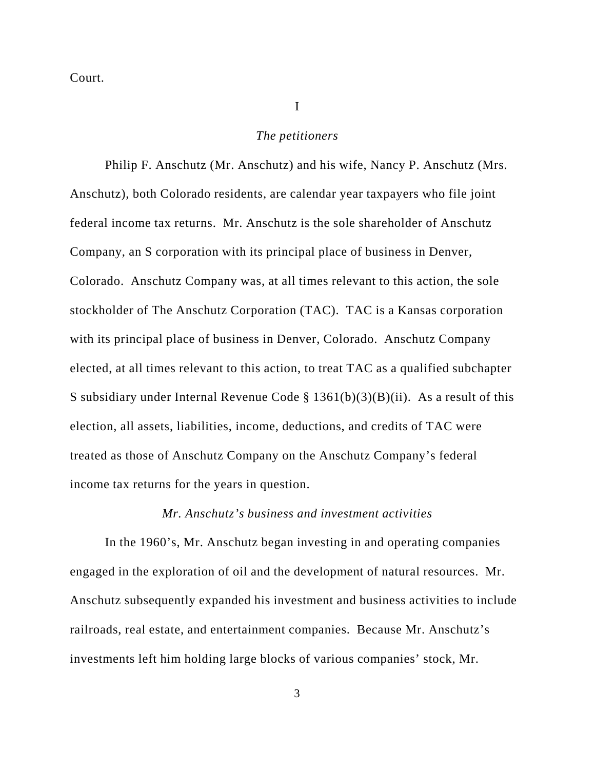Court.

I

*The petitioners*

Philip F. Anschutz (Mr. Anschutz) and his wife, Nancy P. Anschutz (Mrs. Anschutz), both Colorado residents, are calendar year taxpayers who file joint federal income tax returns. Mr. Anschutz is the sole shareholder of Anschutz Company, an S corporation with its principal place of business in Denver, Colorado. Anschutz Company was, at all times relevant to this action, the sole stockholder of The Anschutz Corporation (TAC). TAC is a Kansas corporation with its principal place of business in Denver, Colorado. Anschutz Company elected, at all times relevant to this action, to treat TAC as a qualified subchapter S subsidiary under Internal Revenue Code § 1361(b)(3)(B)(ii). As a result of this election, all assets, liabilities, income, deductions, and credits of TAC were treated as those of Anschutz Company on the Anschutz Company's federal income tax returns for the years in question.

*Mr. Anschutz's business and investment activities*

In the 1960's, Mr. Anschutz began investing in and operating companies engaged in the exploration of oil and the development of natural resources. Mr. Anschutz subsequently expanded his investment and business activities to include railroads, real estate, and entertainment companies. Because Mr. Anschutz's investments left him holding large blocks of various companies' stock, Mr.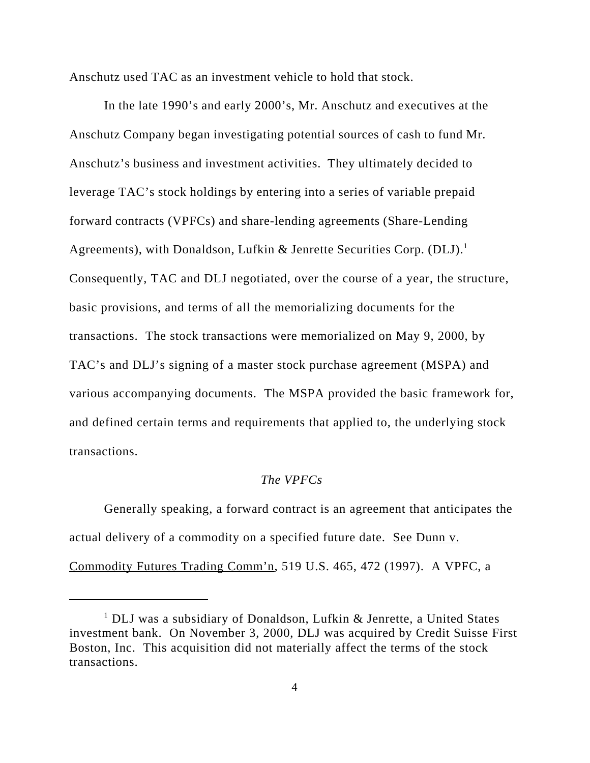Anschutz used TAC as an investment vehicle to hold that stock.

In the late 1990's and early 2000's, Mr. Anschutz and executives at the Anschutz Company began investigating potential sources of cash to fund Mr. Anschutz's business and investment activities. They ultimately decided to leverage TAC's stock holdings by entering into a series of variable prepaid forward contracts (VPFCs) and share-lending agreements (Share-Lending Agreements), with Donaldson, Lufkin & Jenrette Securities Corp. (DLJ).[1] Consequently, TAC and DLJ negotiated, over the course of a year, the structure, basic provisions, and terms of all the memorializing documents for the transactions. The stock transactions were memorialized on May 9, 2000, by TAC's and DLJ's signing of a master stock purchase agreement (MSPA) and various accompanying documents. The MSPA provided the basic framework for, and defined certain terms and requirements that applied to, the underlying stock transactions.

*The VPFCs*

Generally speaking, a forward contract is an agreement that anticipates the actual delivery of a commodity on a specified future date. See Dunn v. Commodity Futures Trading Comm'n, 519 U.S. 465, 472 (1997). A VPFC, a

[1] DLJ was a subsidiary of Donaldson, Lufkin & Jenrette, a United States investment bank. On November 3, 2000, DLJ was acquired by Credit Suisse First Boston, Inc. This acquisition did not materially affect the terms of the stock transactions.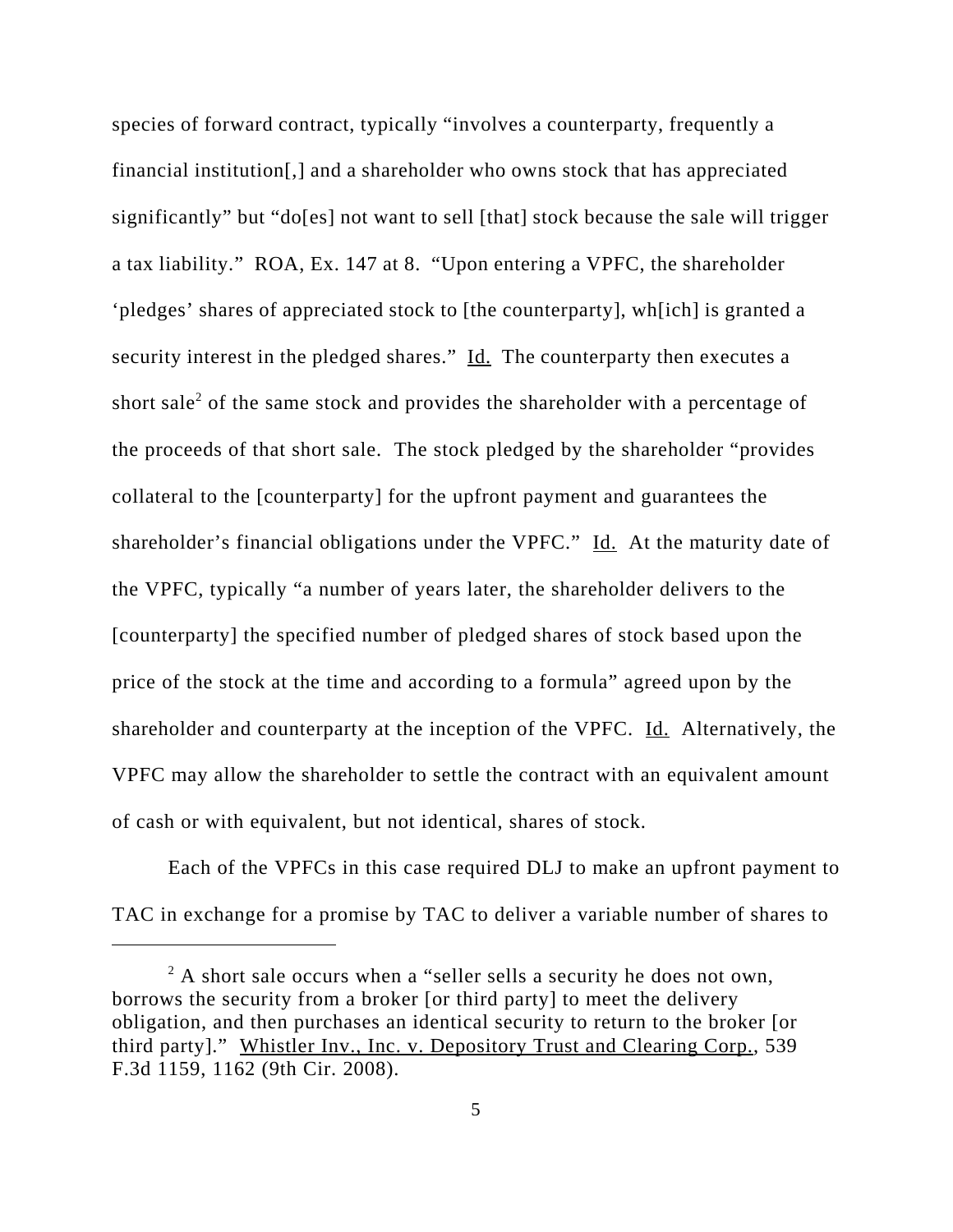species of forward contract, typically "involves a counterparty, frequently a financial institution[,] and a shareholder who owns stock that has appreciated significantly" but "do[es] not want to sell [that] stock because the sale will trigger a tax liability." ROA, Ex. 147 at 8. "Upon entering a VPFC, the shareholder 'pledges' shares of appreciated stock to [the counterparty], wh[ich] is granted a security interest in the pledged shares." Id. The counterparty then executes a short sale[2] of the same stock and provides the shareholder with a percentage of the proceeds of that short sale. The stock pledged by the shareholder "provides collateral to the [counterparty] for the upfront payment and guarantees the shareholder's financial obligations under the VPFC." Id. At the maturity date of the VPFC, typically "a number of years later, the shareholder delivers to the [counterparty] the specified number of pledged shares of stock based upon the price of the stock at the time and according to a formula" agreed upon by the shareholder and counterparty at the inception of the VPFC. Id. Alternatively, the VPFC may allow the shareholder to settle the contract with an equivalent amount of cash or with equivalent, but not identical, shares of stock.

Each of the VPFCs in this case required DLJ to make an upfront payment to TAC in exchange for a promise by TAC to deliver a variable number of shares to

---

[2] A short sale occurs when a "seller sells a security he does not own, borrows the security from a broker [or third party] to meet the delivery obligation, and then purchases an identical security to return to the broker [or third party]." Whistler Inv., Inc. v. Depository Trust and Clearing Corp., 539 F.3d 1159, 1162 (9th Cir. 2008).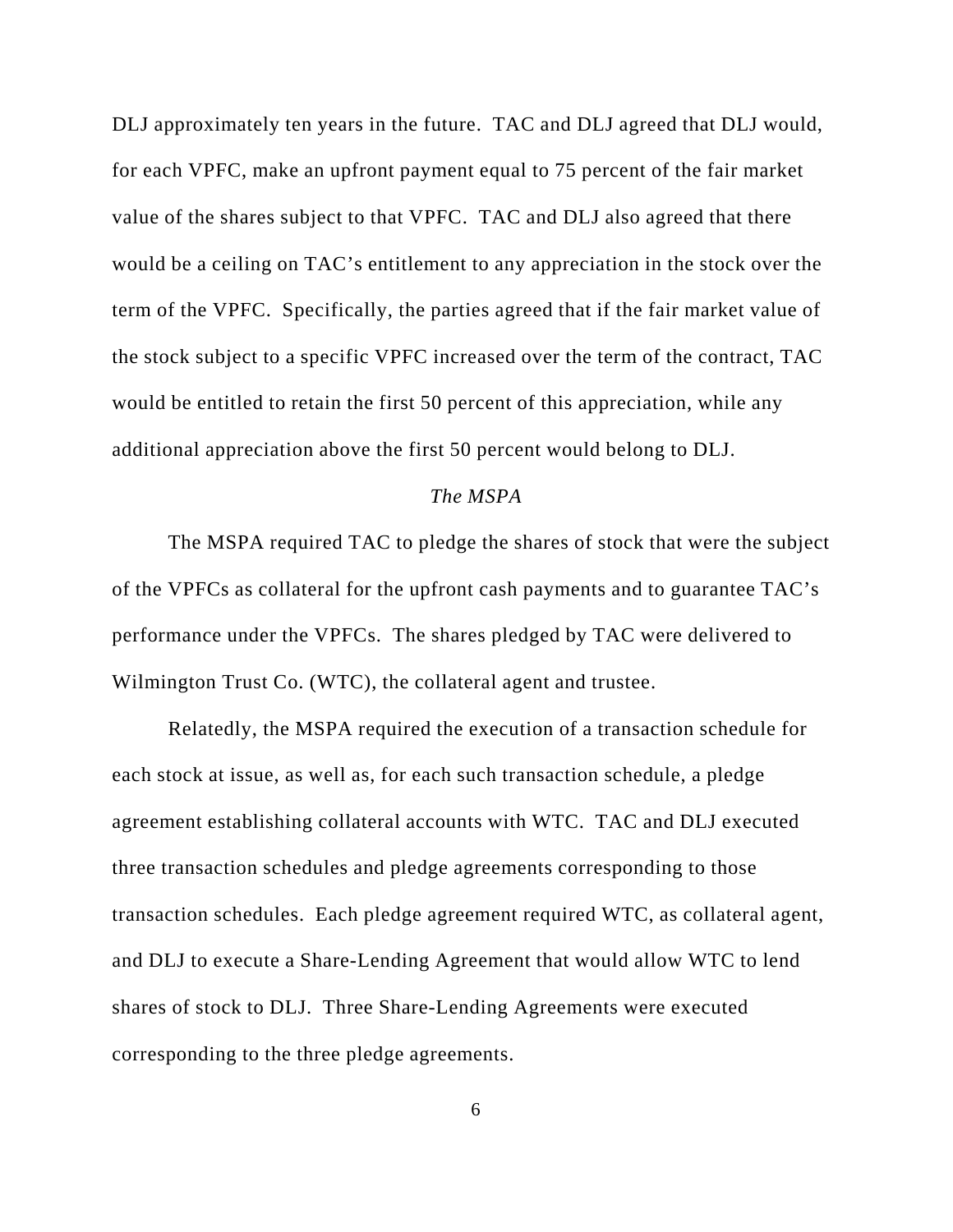DLJ approximately ten years in the future. TAC and DLJ agreed that DLJ would, for each VPFC, make an upfront payment equal to 75 percent of the fair market value of the shares subject to that VPFC. TAC and DLJ also agreed that there would be a ceiling on TAC's entitlement to any appreciation in the stock over the term of the VPFC. Specifically, the parties agreed that if the fair market value of the stock subject to a specific VPFC increased over the term of the contract, TAC would be entitled to retain the first 50 percent of this appreciation, while any additional appreciation above the first 50 percent would belong to DLJ.

*The MSPA*

The MSPA required TAC to pledge the shares of stock that were the subject of the VPFCs as collateral for the upfront cash payments and to guarantee TAC's performance under the VPFCs. The shares pledged by TAC were delivered to Wilmington Trust Co. (WTC), the collateral agent and trustee.

Relatedly, the MSPA required the execution of a transaction schedule for each stock at issue, as well as, for each such transaction schedule, a pledge agreement establishing collateral accounts with WTC. TAC and DLJ executed three transaction schedules and pledge agreements corresponding to those transaction schedules. Each pledge agreement required WTC, as collateral agent, and DLJ to execute a Share-Lending Agreement that would allow WTC to lend shares of stock to DLJ. Three Share-Lending Agreements were executed corresponding to the three pledge agreements.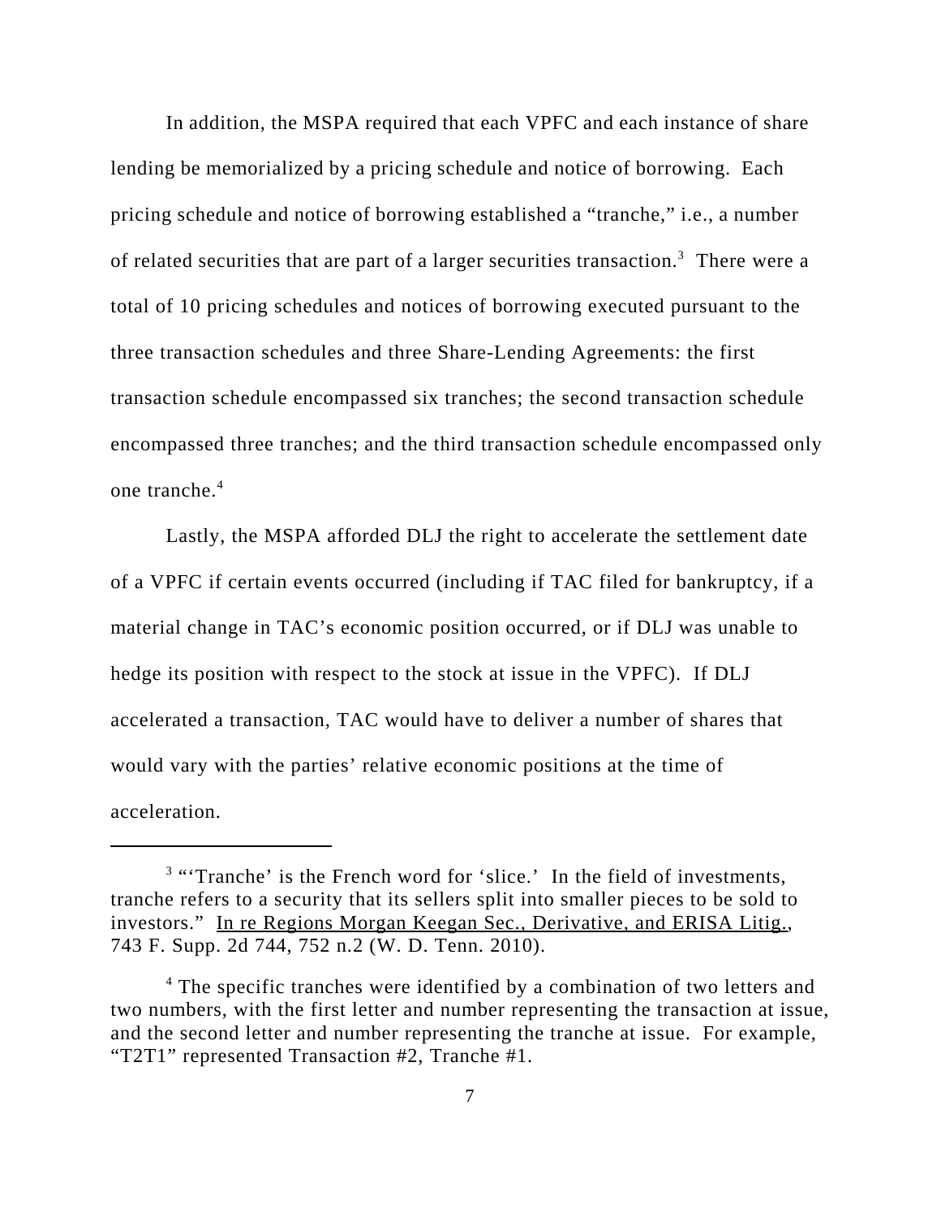In addition, the MSPA required that each VPFC and each instance of share lending be memorialized by a pricing schedule and notice of borrowing. Each pricing schedule and notice of borrowing established a "tranche," i.e., a number of related securities that are part of a larger securities transaction.[3] There were a total of 10 pricing schedules and notices of borrowing executed pursuant to the three transaction schedules and three Share-Lending Agreements: the first transaction schedule encompassed six tranches; the second transaction schedule encompassed three tranches; and the third transaction schedule encompassed only one tranche.[4]

Lastly, the MSPA afforded DLJ the right to accelerate the settlement date of a VPFC if certain events occurred (including if TAC filed for bankruptcy, if a material change in TAC's economic position occurred, or if DLJ was unable to hedge its position with respect to the stock at issue in the VPFC). If DLJ accelerated a transaction, TAC would have to deliver a number of shares that would vary with the parties' relative economic positions at the time of acceleration.

---

[3] "'Tranche' is the French word for 'slice.' In the field of investments, tranche refers to a security that its sellers split into smaller pieces to be sold to investors." In re Regions Morgan Keegan Sec., Derivative, and ERISA Litig., 743 F. Supp. 2d 744, 752 n.2 (W. D. Tenn. 2010).

[4] The specific tranches were identified by a combination of two letters and two numbers, with the first letter and number representing the transaction at issue, and the second letter and number representing the tranche at issue. For example, "T2T1" represented Transaction #2, Tranche #1.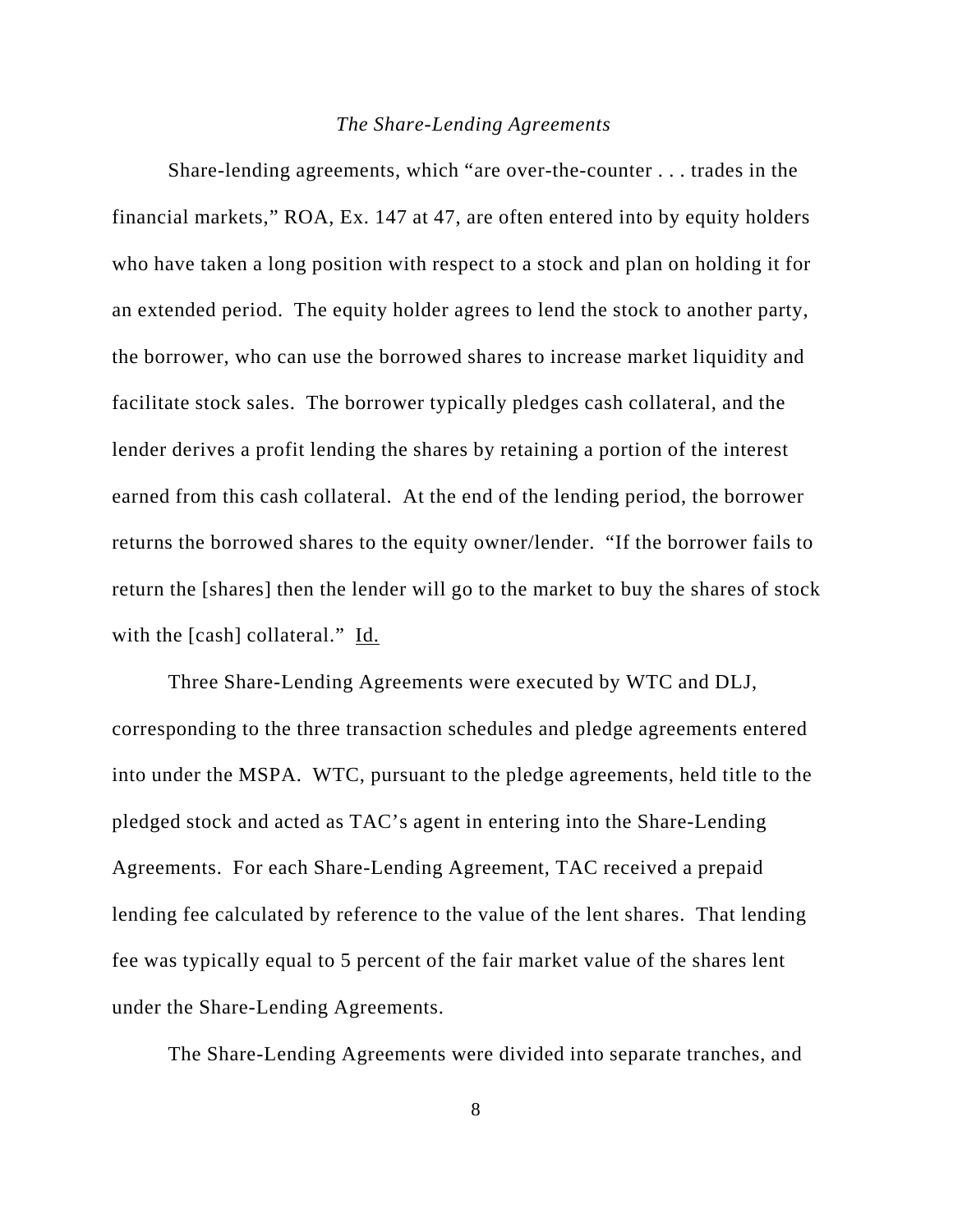*The Share-Lending Agreements*

Share-lending agreements, which "are over-the-counter . . . trades in the financial markets," ROA, Ex. 147 at 47, are often entered into by equity holders who have taken a long position with respect to a stock and plan on holding it for an extended period. The equity holder agrees to lend the stock to another party, the borrower, who can use the borrowed shares to increase market liquidity and facilitate stock sales. The borrower typically pledges cash collateral, and the lender derives a profit lending the shares by retaining a portion of the interest earned from this cash collateral. At the end of the lending period, the borrower returns the borrowed shares to the equity owner/lender. "If the borrower fails to return the [shares] then the lender will go to the market to buy the shares of stock with the [cash] collateral." Id.

Three Share-Lending Agreements were executed by WTC and DLJ, corresponding to the three transaction schedules and pledge agreements entered into under the MSPA. WTC, pursuant to the pledge agreements, held title to the pledged stock and acted as TAC's agent in entering into the Share-Lending Agreements. For each Share-Lending Agreement, TAC received a prepaid lending fee calculated by reference to the value of the lent shares. That lending fee was typically equal to 5 percent of the fair market value of the shares lent under the Share-Lending Agreements.

The Share-Lending Agreements were divided into separate tranches, and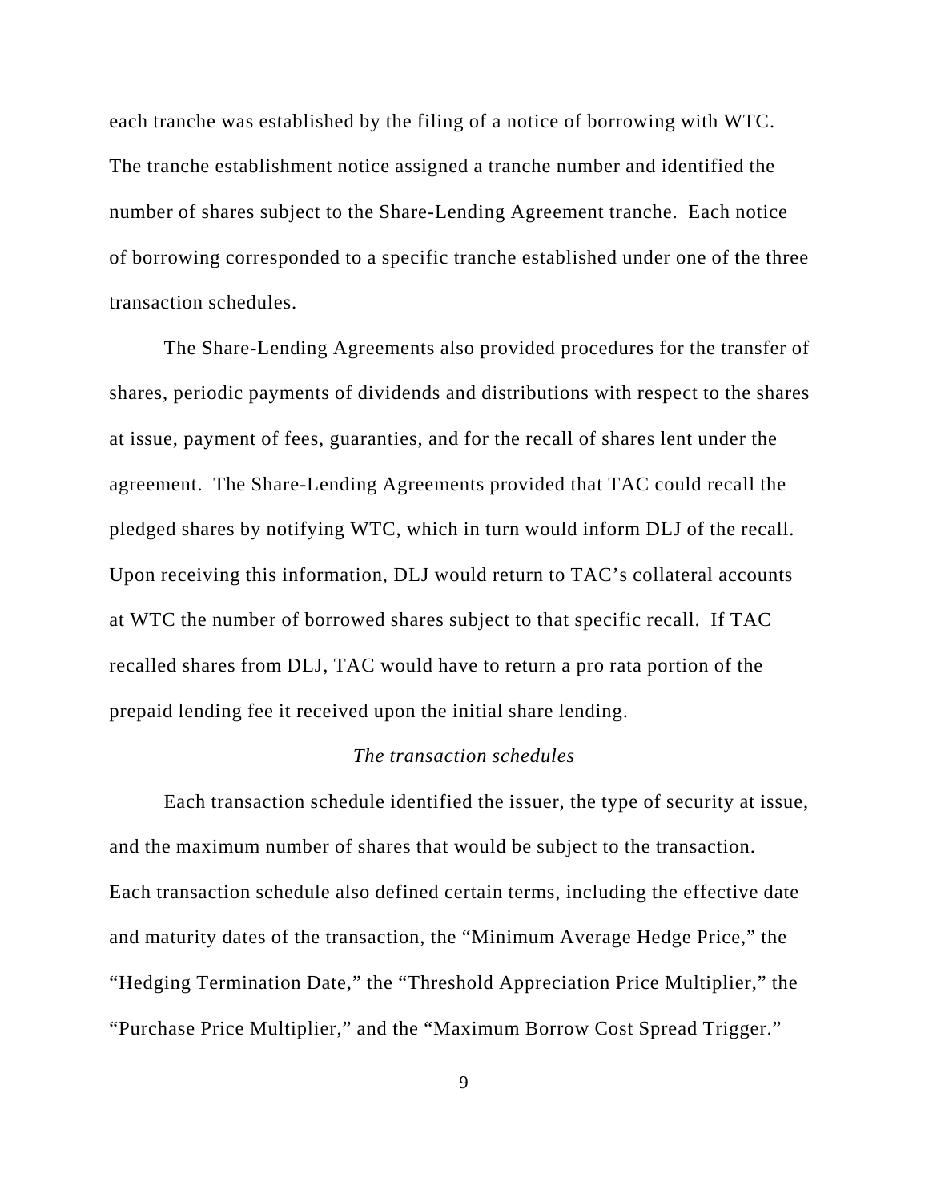each tranche was established by the filing of a notice of borrowing with WTC. The tranche establishment notice assigned a tranche number and identified the number of shares subject to the Share-Lending Agreement tranche. Each notice of borrowing corresponded to a specific tranche established under one of the three transaction schedules.

The Share-Lending Agreements also provided procedures for the transfer of shares, periodic payments of dividends and distributions with respect to the shares at issue, payment of fees, guaranties, and for the recall of shares lent under the agreement. The Share-Lending Agreements provided that TAC could recall the pledged shares by notifying WTC, which in turn would inform DLJ of the recall. Upon receiving this information, DLJ would return to TAC's collateral accounts at WTC the number of borrowed shares subject to that specific recall. If TAC recalled shares from DLJ, TAC would have to return a pro rata portion of the prepaid lending fee it received upon the initial share lending.

*The transaction schedules*

Each transaction schedule identified the issuer, the type of security at issue, and the maximum number of shares that would be subject to the transaction. Each transaction schedule also defined certain terms, including the effective date and maturity dates of the transaction, the "Minimum Average Hedge Price," the "Hedging Termination Date," the "Threshold Appreciation Price Multiplier," the "Purchase Price Multiplier," and the "Maximum Borrow Cost Spread Trigger."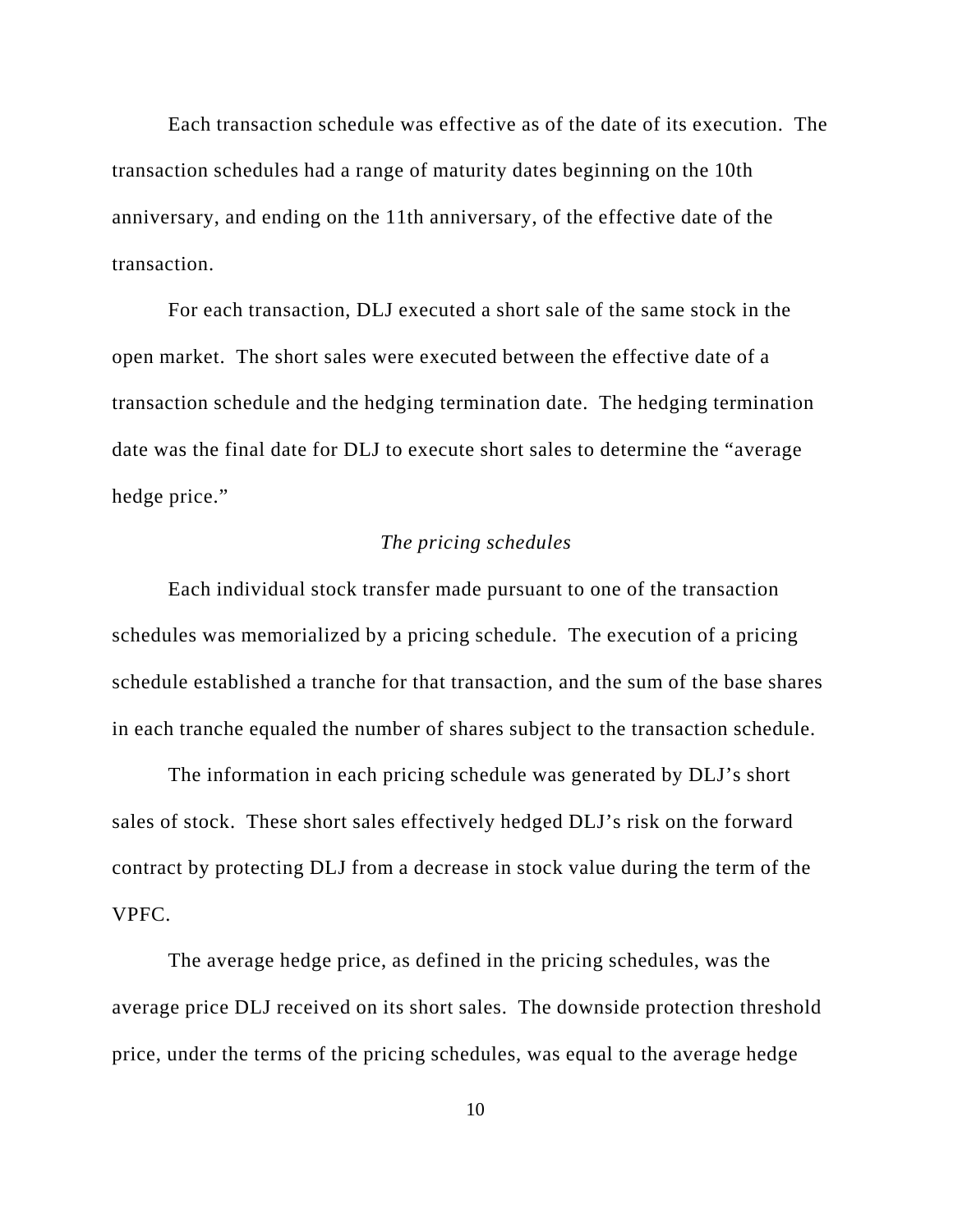Each transaction schedule was effective as of the date of its execution. The transaction schedules had a range of maturity dates beginning on the 10th anniversary, and ending on the 11th anniversary, of the effective date of the transaction.

For each transaction, DLJ executed a short sale of the same stock in the open market. The short sales were executed between the effective date of a transaction schedule and the hedging termination date. The hedging termination date was the final date for DLJ to execute short sales to determine the "average hedge price."

### *The pricing schedules*

Each individual stock transfer made pursuant to one of the transaction schedules was memorialized by a pricing schedule. The execution of a pricing schedule established a tranche for that transaction, and the sum of the base shares in each tranche equaled the number of shares subject to the transaction schedule.

The information in each pricing schedule was generated by DLJ's short sales of stock. These short sales effectively hedged DLJ's risk on the forward contract by protecting DLJ from a decrease in stock value during the term of the VPFC.

The average hedge price, as defined in the pricing schedules, was the average price DLJ received on its short sales. The downside protection threshold price, under the terms of the pricing schedules, was equal to the average hedge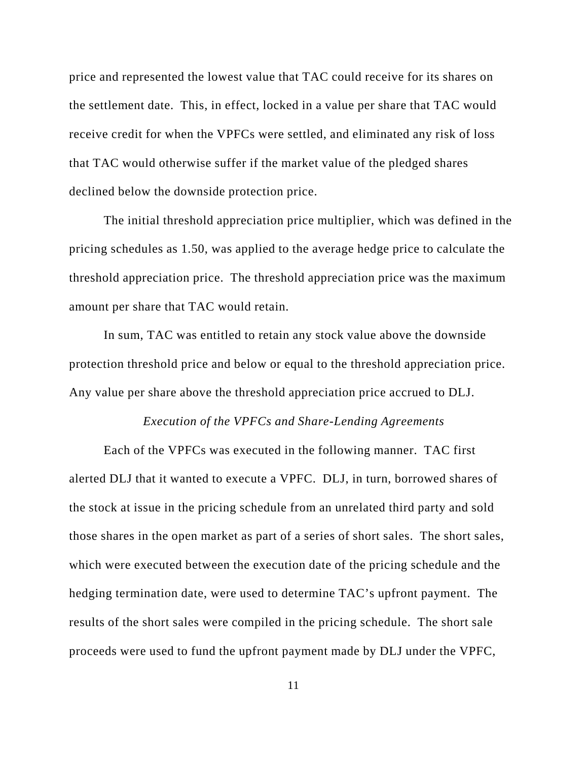price and represented the lowest value that TAC could receive for its shares on the settlement date. This, in effect, locked in a value per share that TAC would receive credit for when the VPFCs were settled, and eliminated any risk of loss that TAC would otherwise suffer if the market value of the pledged shares declined below the downside protection price.

The initial threshold appreciation price multiplier, which was defined in the pricing schedules as 1.50, was applied to the average hedge price to calculate the threshold appreciation price. The threshold appreciation price was the maximum amount per share that TAC would retain.

In sum, TAC was entitled to retain any stock value above the downside protection threshold price and below or equal to the threshold appreciation price. Any value per share above the threshold appreciation price accrued to DLJ.

*Execution of the VPFCs and Share-Lending Agreements*

Each of the VPFCs was executed in the following manner. TAC first alerted DLJ that it wanted to execute a VPFC. DLJ, in turn, borrowed shares of the stock at issue in the pricing schedule from an unrelated third party and sold those shares in the open market as part of a series of short sales. The short sales, which were executed between the execution date of the pricing schedule and the hedging termination date, were used to determine TAC's upfront payment. The results of the short sales were compiled in the pricing schedule. The short sale proceeds were used to fund the upfront payment made by DLJ under the VPFC,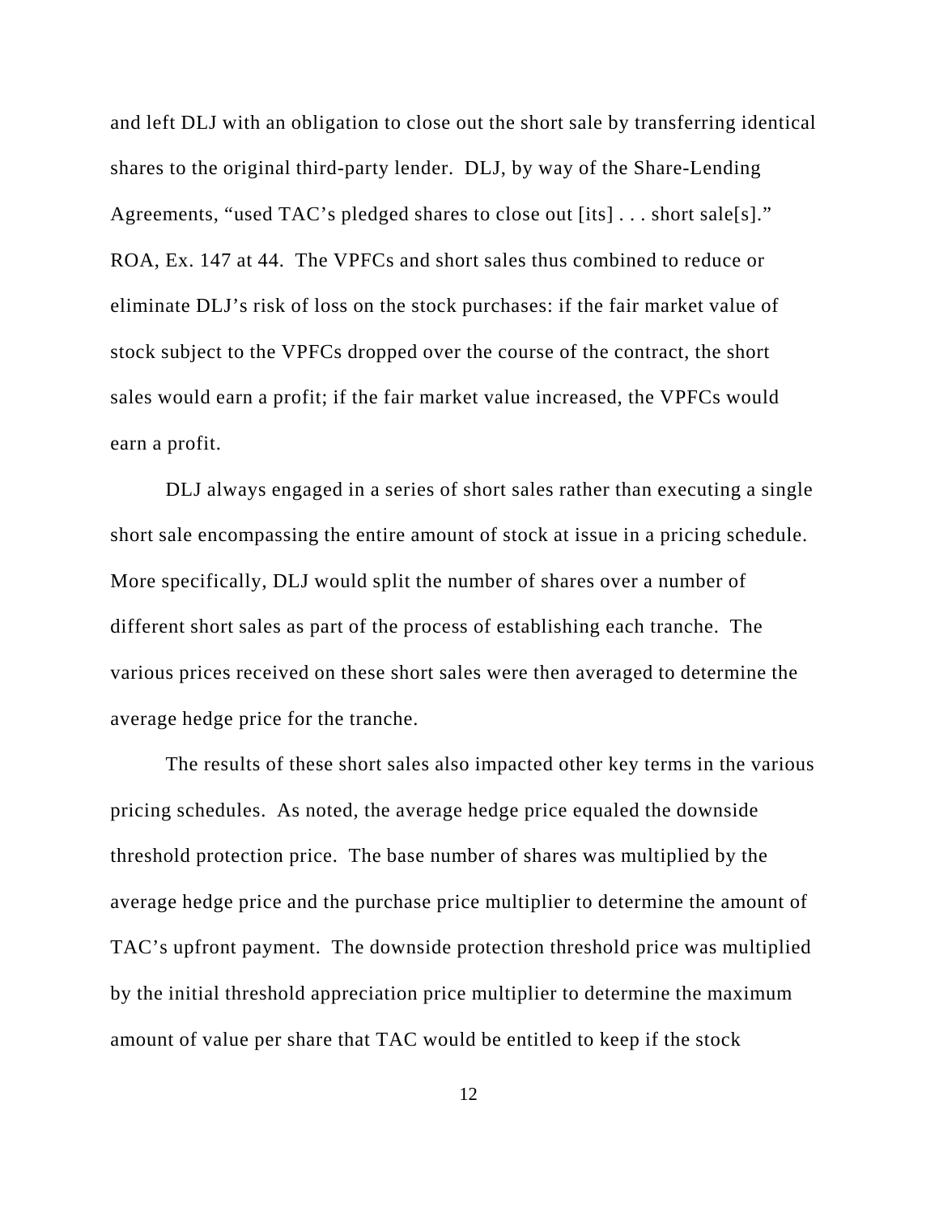and left DLJ with an obligation to close out the short sale by transferring identical shares to the original third-party lender. DLJ, by way of the Share-Lending Agreements, "used TAC's pledged shares to close out [its] . . . short sale[s]." ROA, Ex. 147 at 44. The VPFCs and short sales thus combined to reduce or eliminate DLJ's risk of loss on the stock purchases: if the fair market value of stock subject to the VPFCs dropped over the course of the contract, the short sales would earn a profit; if the fair market value increased, the VPFCs would earn a profit.

DLJ always engaged in a series of short sales rather than executing a single short sale encompassing the entire amount of stock at issue in a pricing schedule. More specifically, DLJ would split the number of shares over a number of different short sales as part of the process of establishing each tranche. The various prices received on these short sales were then averaged to determine the average hedge price for the tranche.

The results of these short sales also impacted other key terms in the various pricing schedules. As noted, the average hedge price equaled the downside threshold protection price. The base number of shares was multiplied by the average hedge price and the purchase price multiplier to determine the amount of TAC's upfront payment. The downside protection threshold price was multiplied by the initial threshold appreciation price multiplier to determine the maximum amount of value per share that TAC would be entitled to keep if the stock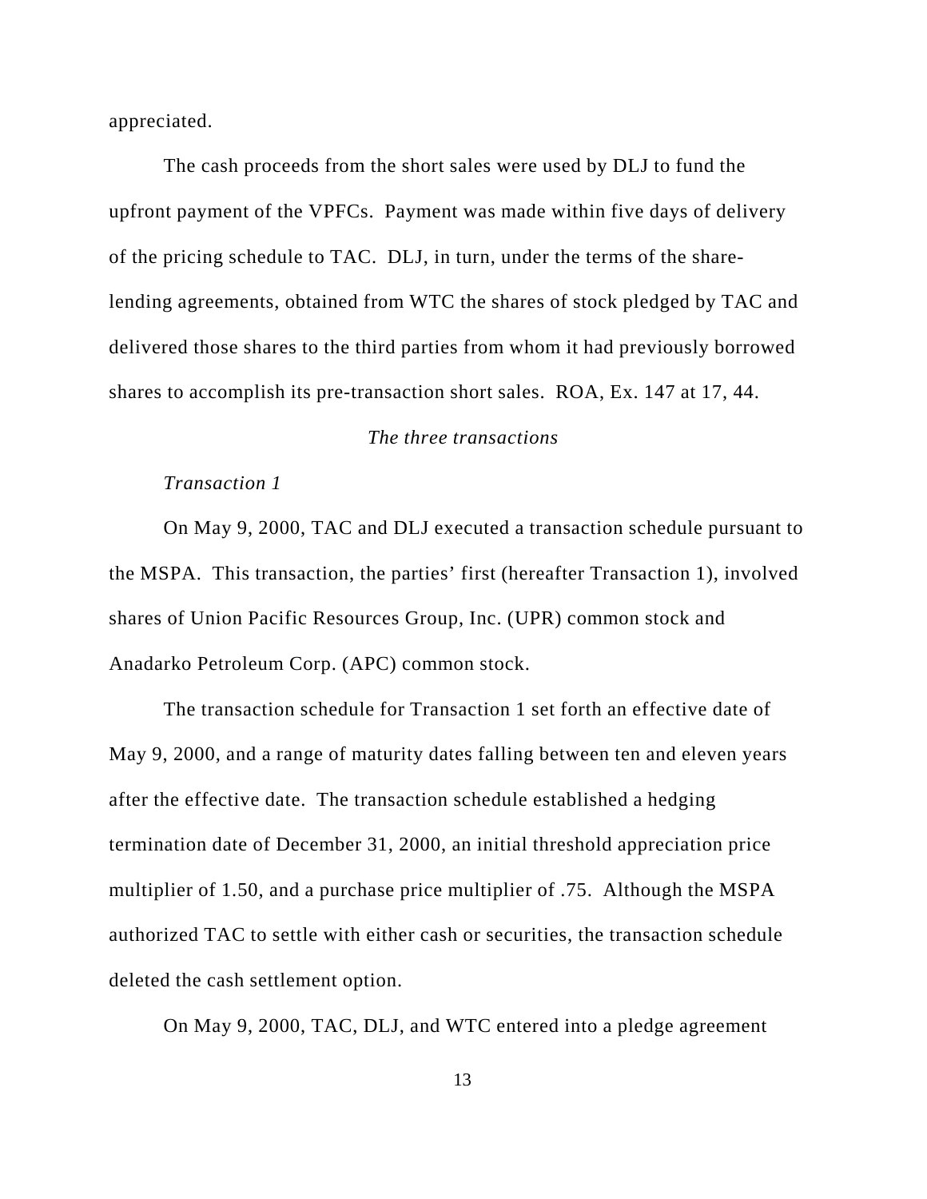appreciated.

The cash proceeds from the short sales were used by DLJ to fund the upfront payment of the VPFCs. Payment was made within five days of delivery of the pricing schedule to TAC. DLJ, in turn, under the terms of the share-lending agreements, obtained from WTC the shares of stock pledged by TAC and delivered those shares to the third parties from whom it had previously borrowed shares to accomplish its pre-transaction short sales. ROA, Ex. 147 at 17, 44.

*The three transactions*

*Transaction 1*

On May 9, 2000, TAC and DLJ executed a transaction schedule pursuant to the MSPA. This transaction, the parties' first (hereafter Transaction 1), involved shares of Union Pacific Resources Group, Inc. (UPR) common stock and Anadarko Petroleum Corp. (APC) common stock.

The transaction schedule for Transaction 1 set forth an effective date of May 9, 2000, and a range of maturity dates falling between ten and eleven years after the effective date. The transaction schedule established a hedging termination date of December 31, 2000, an initial threshold appreciation price multiplier of 1.50, and a purchase price multiplier of .75. Although the MSPA authorized TAC to settle with either cash or securities, the transaction schedule deleted the cash settlement option.

On May 9, 2000, TAC, DLJ, and WTC entered into a pledge agreement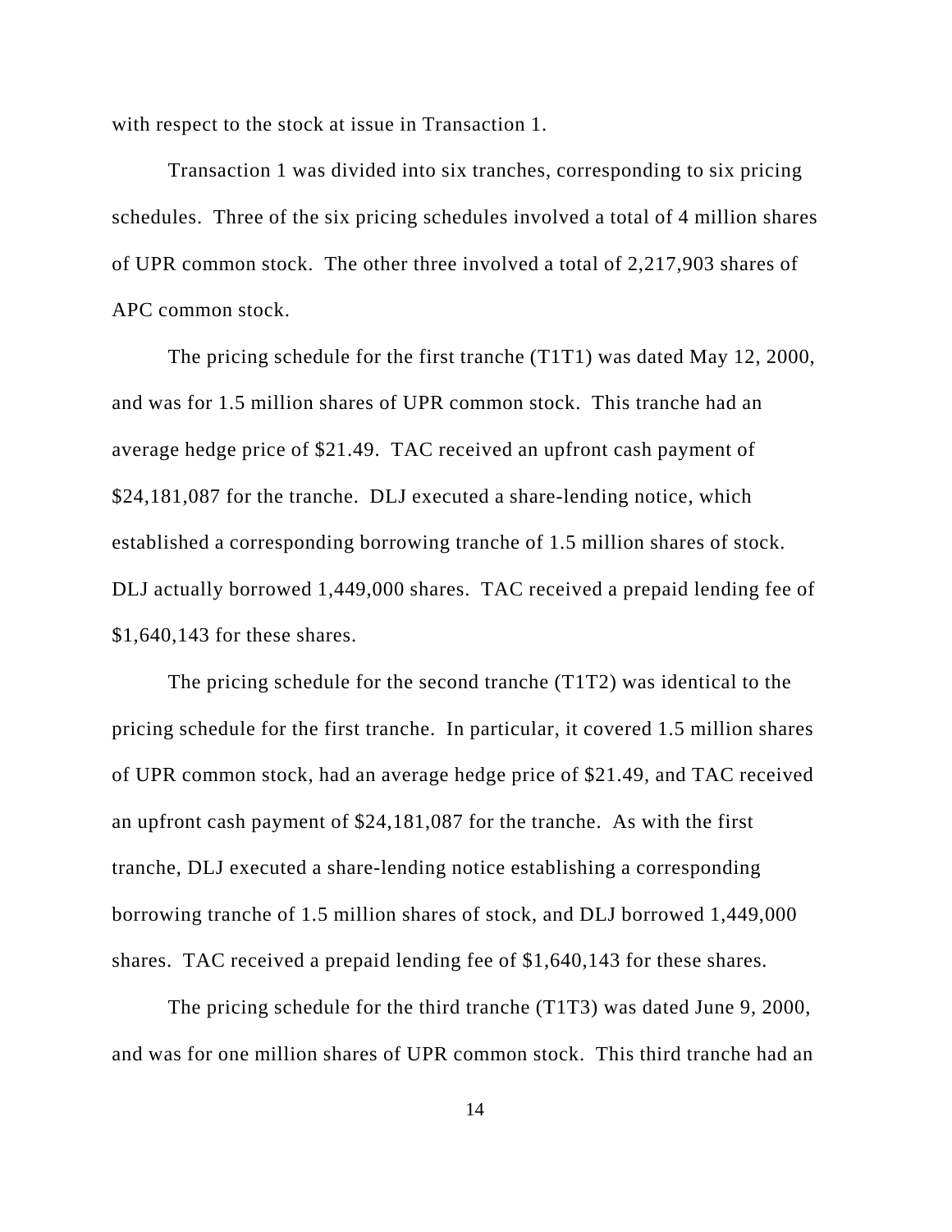with respect to the stock at issue in Transaction 1.

Transaction 1 was divided into six tranches, corresponding to six pricing schedules. Three of the six pricing schedules involved a total of 4 million shares of UPR common stock. The other three involved a total of 2,217,903 shares of APC common stock.

The pricing schedule for the first tranche (T1T1) was dated May 12, 2000, and was for 1.5 million shares of UPR common stock. This tranche had an average hedge price of $21.49. TAC received an upfront cash payment of $24,181,087 for the tranche. DLJ executed a share-lending notice, which established a corresponding borrowing tranche of 1.5 million shares of stock. DLJ actually borrowed 1,449,000 shares. TAC received a prepaid lending fee of $1,640,143 for these shares.

The pricing schedule for the second tranche (T1T2) was identical to the pricing schedule for the first tranche. In particular, it covered 1.5 million shares of UPR common stock, had an average hedge price of $21.49, and TAC received an upfront cash payment of $24,181,087 for the tranche. As with the first tranche, DLJ executed a share-lending notice establishing a corresponding borrowing tranche of 1.5 million shares of stock, and DLJ borrowed 1,449,000 shares. TAC received a prepaid lending fee of $1,640,143 for these shares.

The pricing schedule for the third tranche (T1T3) was dated June 9, 2000, and was for one million shares of UPR common stock. This third tranche had an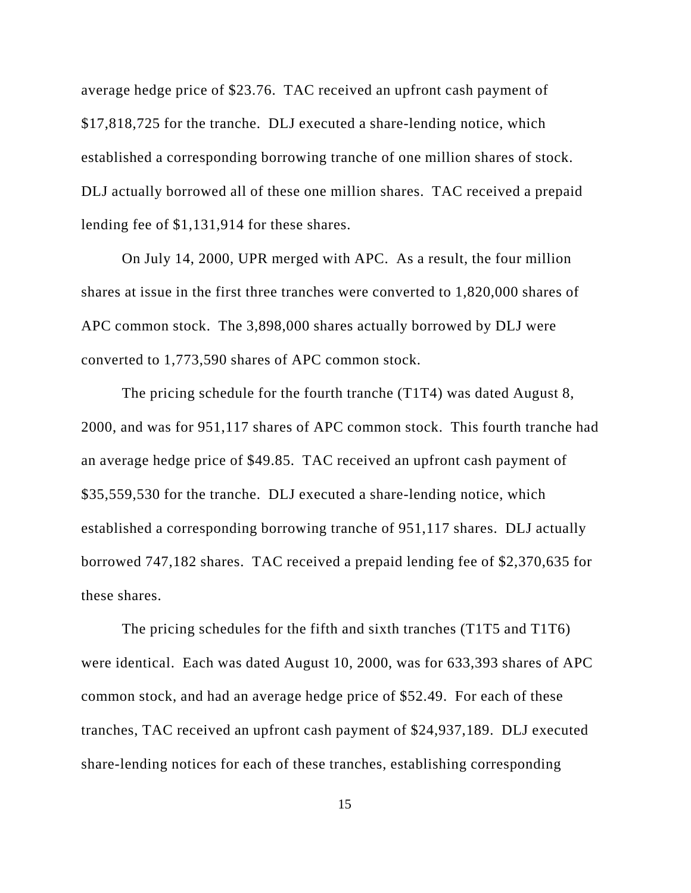average hedge price of $23.76. TAC received an upfront cash payment of $17,818,725 for the tranche. DLJ executed a share-lending notice, which established a corresponding borrowing tranche of one million shares of stock. DLJ actually borrowed all of these one million shares. TAC received a prepaid lending fee of $1,131,914 for these shares.

On July 14, 2000, UPR merged with APC. As a result, the four million shares at issue in the first three tranches were converted to 1,820,000 shares of APC common stock. The 3,898,000 shares actually borrowed by DLJ were converted to 1,773,590 shares of APC common stock.

The pricing schedule for the fourth tranche (T1T4) was dated August 8, 2000, and was for 951,117 shares of APC common stock. This fourth tranche had an average hedge price of $49.85. TAC received an upfront cash payment of $35,559,530 for the tranche. DLJ executed a share-lending notice, which established a corresponding borrowing tranche of 951,117 shares. DLJ actually borrowed 747,182 shares. TAC received a prepaid lending fee of $2,370,635 for these shares.

The pricing schedules for the fifth and sixth tranches (T1T5 and T1T6) were identical. Each was dated August 10, 2000, was for 633,393 shares of APC common stock, and had an average hedge price of $52.49. For each of these tranches, TAC received an upfront cash payment of $24,937,189. DLJ executed share-lending notices for each of these tranches, establishing corresponding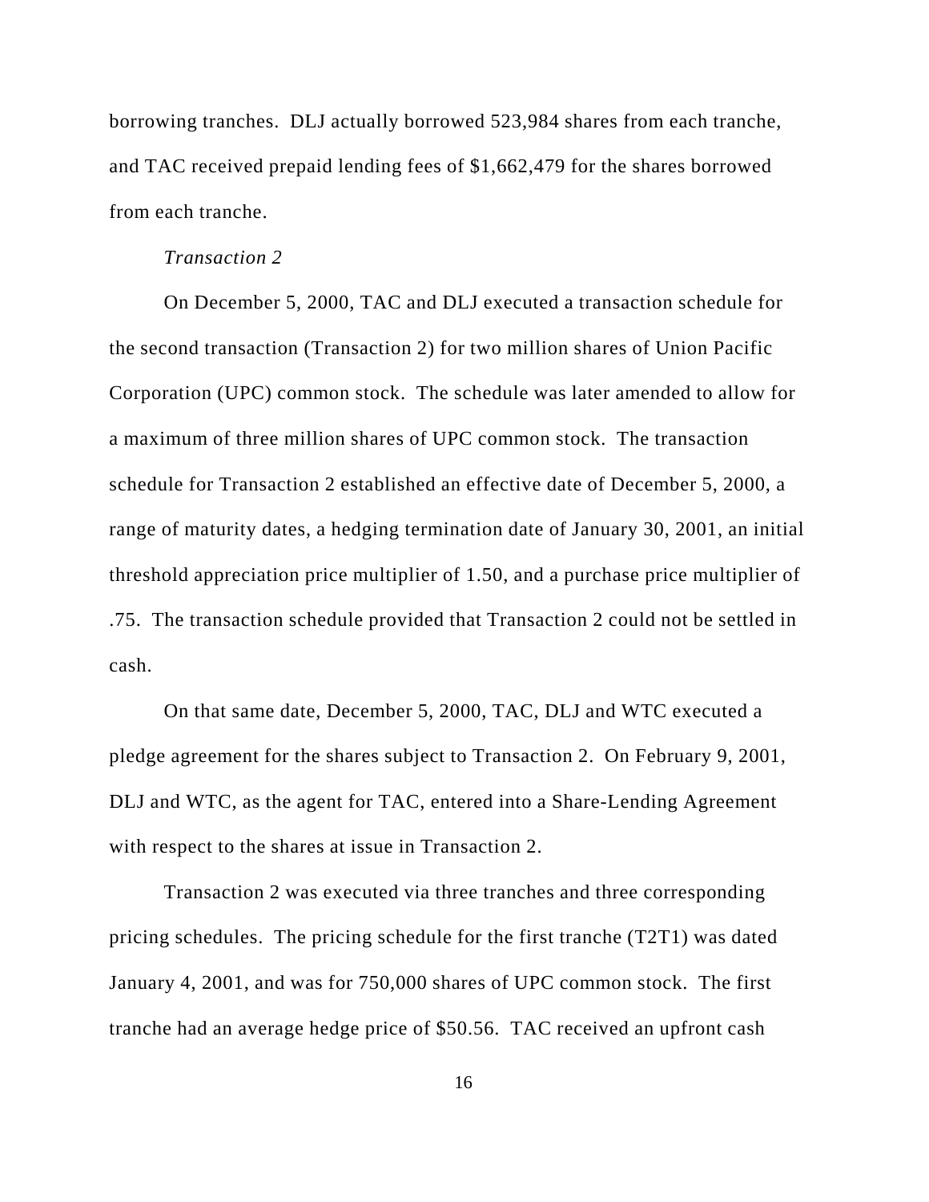borrowing tranches. DLJ actually borrowed 523,984 shares from each tranche, and TAC received prepaid lending fees of $1,662,479 for the shares borrowed from each tranche.

*Transaction 2*

On December 5, 2000, TAC and DLJ executed a transaction schedule for the second transaction (Transaction 2) for two million shares of Union Pacific Corporation (UPC) common stock. The schedule was later amended to allow for a maximum of three million shares of UPC common stock. The transaction schedule for Transaction 2 established an effective date of December 5, 2000, a range of maturity dates, a hedging termination date of January 30, 2001, an initial threshold appreciation price multiplier of 1.50, and a purchase price multiplier of .75. The transaction schedule provided that Transaction 2 could not be settled in cash.

On that same date, December 5, 2000, TAC, DLJ and WTC executed a pledge agreement for the shares subject to Transaction 2. On February 9, 2001, DLJ and WTC, as the agent for TAC, entered into a Share-Lending Agreement with respect to the shares at issue in Transaction 2.

Transaction 2 was executed via three tranches and three corresponding pricing schedules. The pricing schedule for the first tranche (T2T1) was dated January 4, 2001, and was for 750,000 shares of UPC common stock. The first tranche had an average hedge price of $50.56. TAC received an upfront cash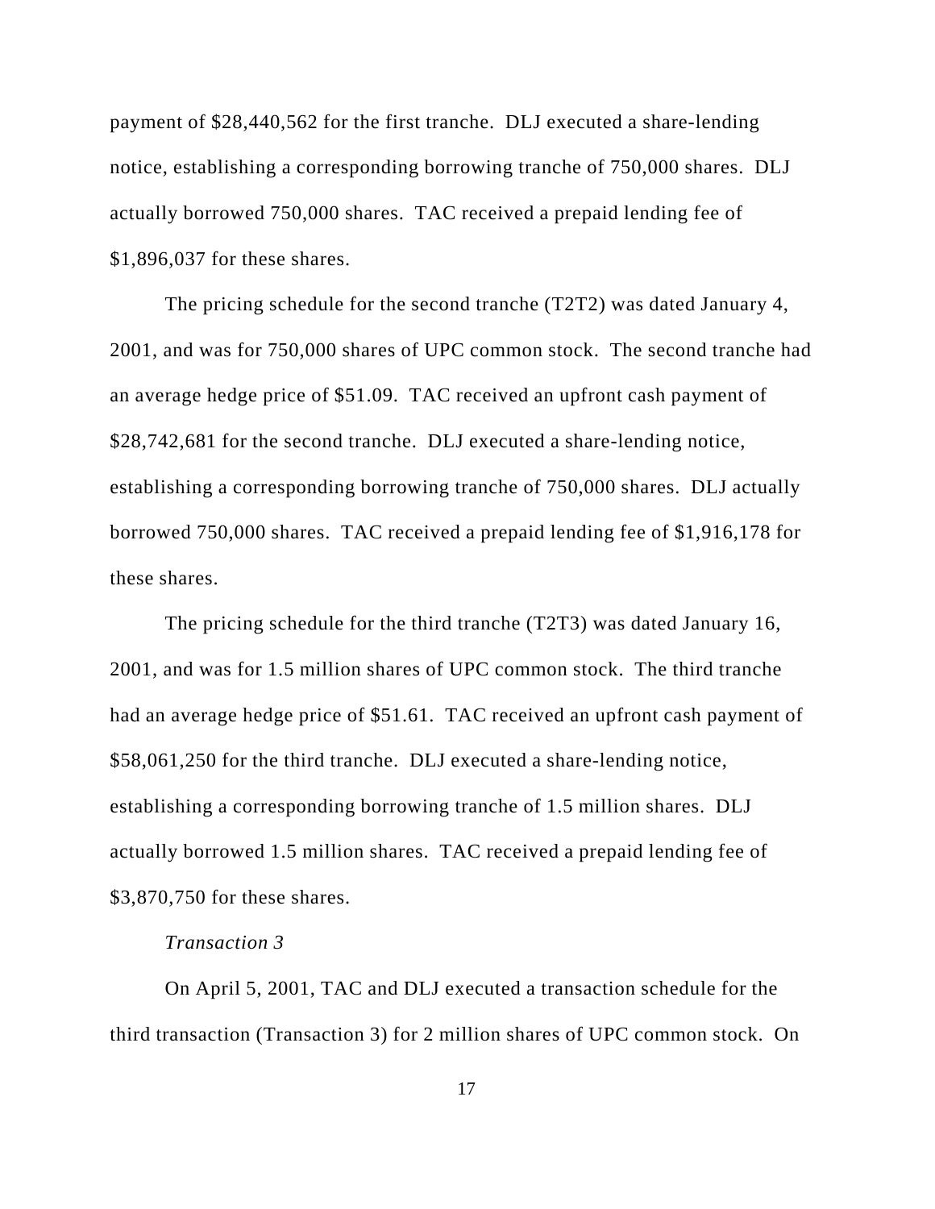payment of $28,440,562 for the first tranche. DLJ executed a share-lending notice, establishing a corresponding borrowing tranche of 750,000 shares. DLJ actually borrowed 750,000 shares. TAC received a prepaid lending fee of $1,896,037 for these shares.

The pricing schedule for the second tranche (T2T2) was dated January 4, 2001, and was for 750,000 shares of UPC common stock. The second tranche had an average hedge price of $51.09. TAC received an upfront cash payment of $28,742,681 for the second tranche. DLJ executed a share-lending notice, establishing a corresponding borrowing tranche of 750,000 shares. DLJ actually borrowed 750,000 shares. TAC received a prepaid lending fee of $1,916,178 for these shares.

The pricing schedule for the third tranche (T2T3) was dated January 16, 2001, and was for 1.5 million shares of UPC common stock. The third tranche had an average hedge price of $51.61. TAC received an upfront cash payment of $58,061,250 for the third tranche. DLJ executed a share-lending notice, establishing a corresponding borrowing tranche of 1.5 million shares. DLJ actually borrowed 1.5 million shares. TAC received a prepaid lending fee of $3,870,750 for these shares.

*Transaction 3*

On April 5, 2001, TAC and DLJ executed a transaction schedule for the third transaction (Transaction 3) for 2 million shares of UPC common stock. On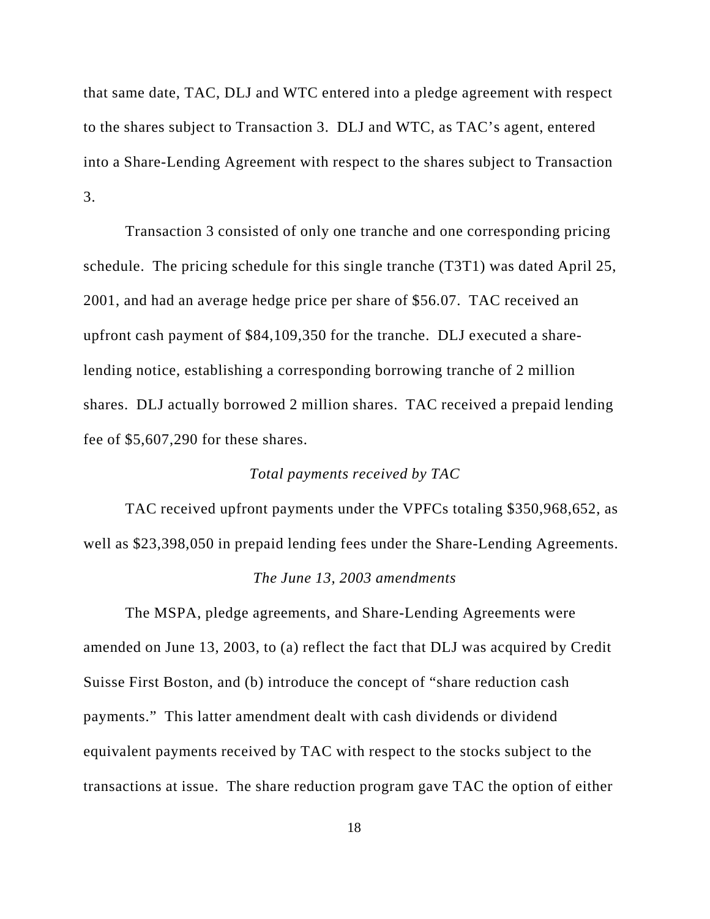that same date, TAC, DLJ and WTC entered into a pledge agreement with respect to the shares subject to Transaction 3. DLJ and WTC, as TAC's agent, entered into a Share-Lending Agreement with respect to the shares subject to Transaction 3.

Transaction 3 consisted of only one tranche and one corresponding pricing schedule. The pricing schedule for this single tranche (T3T1) was dated April 25, 2001, and had an average hedge price per share of $56.07. TAC received an upfront cash payment of $84,109,350 for the tranche. DLJ executed a share-lending notice, establishing a corresponding borrowing tranche of 2 million shares. DLJ actually borrowed 2 million shares. TAC received a prepaid lending fee of $5,607,290 for these shares.

*Total payments received by TAC*

TAC received upfront payments under the VPFCs totaling $350,968,652, as well as $23,398,050 in prepaid lending fees under the Share-Lending Agreements.

*The June 13, 2003 amendments*

The MSPA, pledge agreements, and Share-Lending Agreements were amended on June 13, 2003, to (a) reflect the fact that DLJ was acquired by Credit Suisse First Boston, and (b) introduce the concept of "share reduction cash payments." This latter amendment dealt with cash dividends or dividend equivalent payments received by TAC with respect to the stocks subject to the transactions at issue. The share reduction program gave TAC the option of either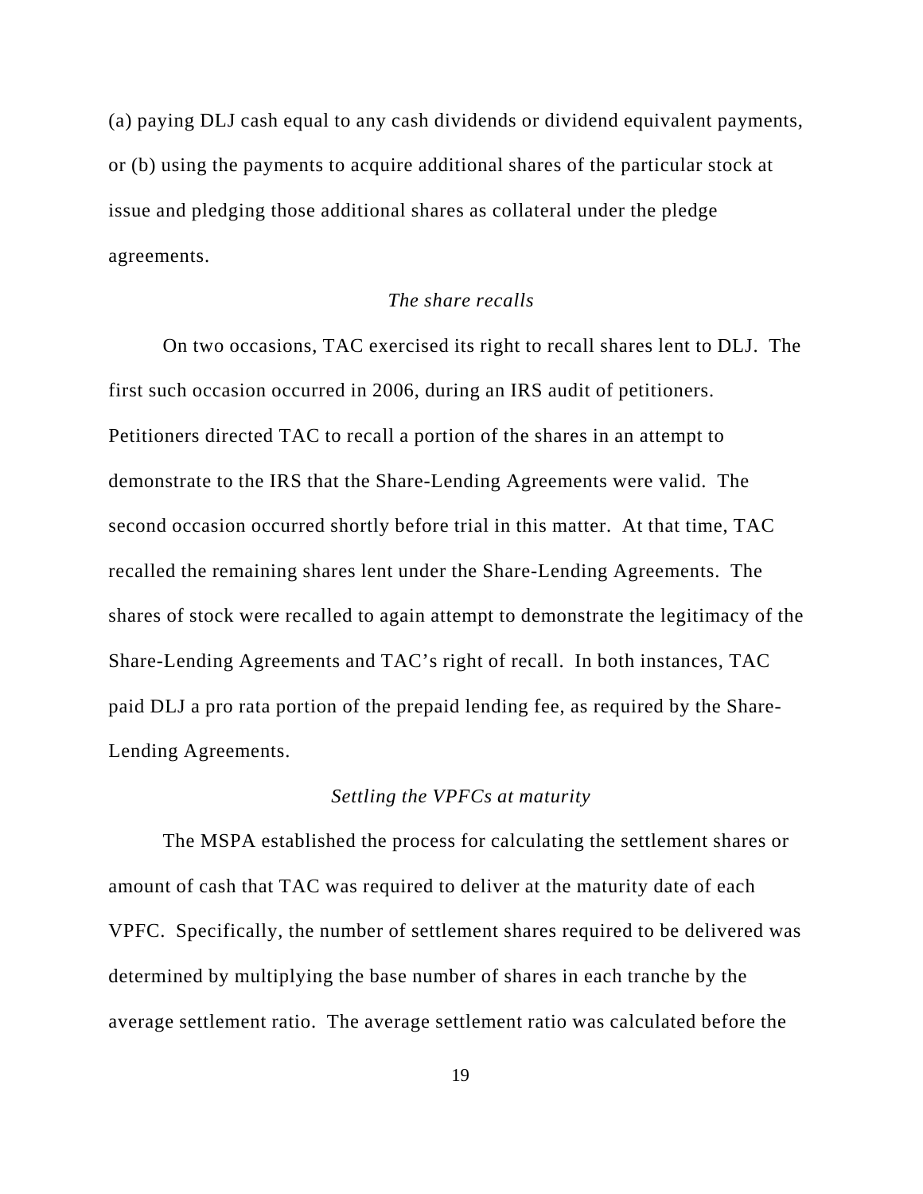(a) paying DLJ cash equal to any cash dividends or dividend equivalent payments, or (b) using the payments to acquire additional shares of the particular stock at issue and pledging those additional shares as collateral under the pledge agreements.

*The share recalls*

On two occasions, TAC exercised its right to recall shares lent to DLJ. The first such occasion occurred in 2006, during an IRS audit of petitioners. Petitioners directed TAC to recall a portion of the shares in an attempt to demonstrate to the IRS that the Share-Lending Agreements were valid. The second occasion occurred shortly before trial in this matter. At that time, TAC recalled the remaining shares lent under the Share-Lending Agreements. The shares of stock were recalled to again attempt to demonstrate the legitimacy of the Share-Lending Agreements and TAC's right of recall. In both instances, TAC paid DLJ a pro rata portion of the prepaid lending fee, as required by the Share-Lending Agreements.

*Settling the VPFCs at maturity*

The MSPA established the process for calculating the settlement shares or amount of cash that TAC was required to deliver at the maturity date of each VPFC. Specifically, the number of settlement shares required to be delivered was determined by multiplying the base number of shares in each tranche by the average settlement ratio. The average settlement ratio was calculated before the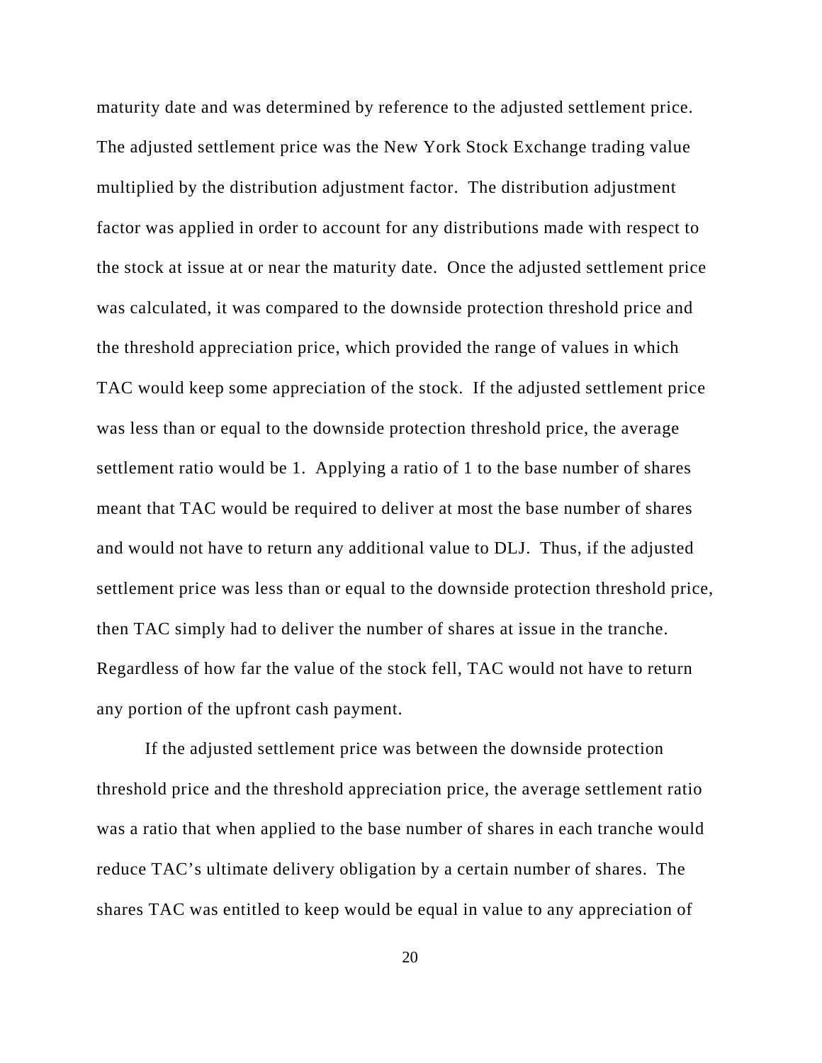maturity date and was determined by reference to the adjusted settlement price. The adjusted settlement price was the New York Stock Exchange trading value multiplied by the distribution adjustment factor. The distribution adjustment factor was applied in order to account for any distributions made with respect to the stock at issue at or near the maturity date. Once the adjusted settlement price was calculated, it was compared to the downside protection threshold price and the threshold appreciation price, which provided the range of values in which TAC would keep some appreciation of the stock. If the adjusted settlement price was less than or equal to the downside protection threshold price, the average settlement ratio would be 1. Applying a ratio of 1 to the base number of shares meant that TAC would be required to deliver at most the base number of shares and would not have to return any additional value to DLJ. Thus, if the adjusted settlement price was less than or equal to the downside protection threshold price, then TAC simply had to deliver the number of shares at issue in the tranche. Regardless of how far the value of the stock fell, TAC would not have to return any portion of the upfront cash payment.

If the adjusted settlement price was between the downside protection threshold price and the threshold appreciation price, the average settlement ratio was a ratio that when applied to the base number of shares in each tranche would reduce TAC's ultimate delivery obligation by a certain number of shares. The shares TAC was entitled to keep would be equal in value to any appreciation of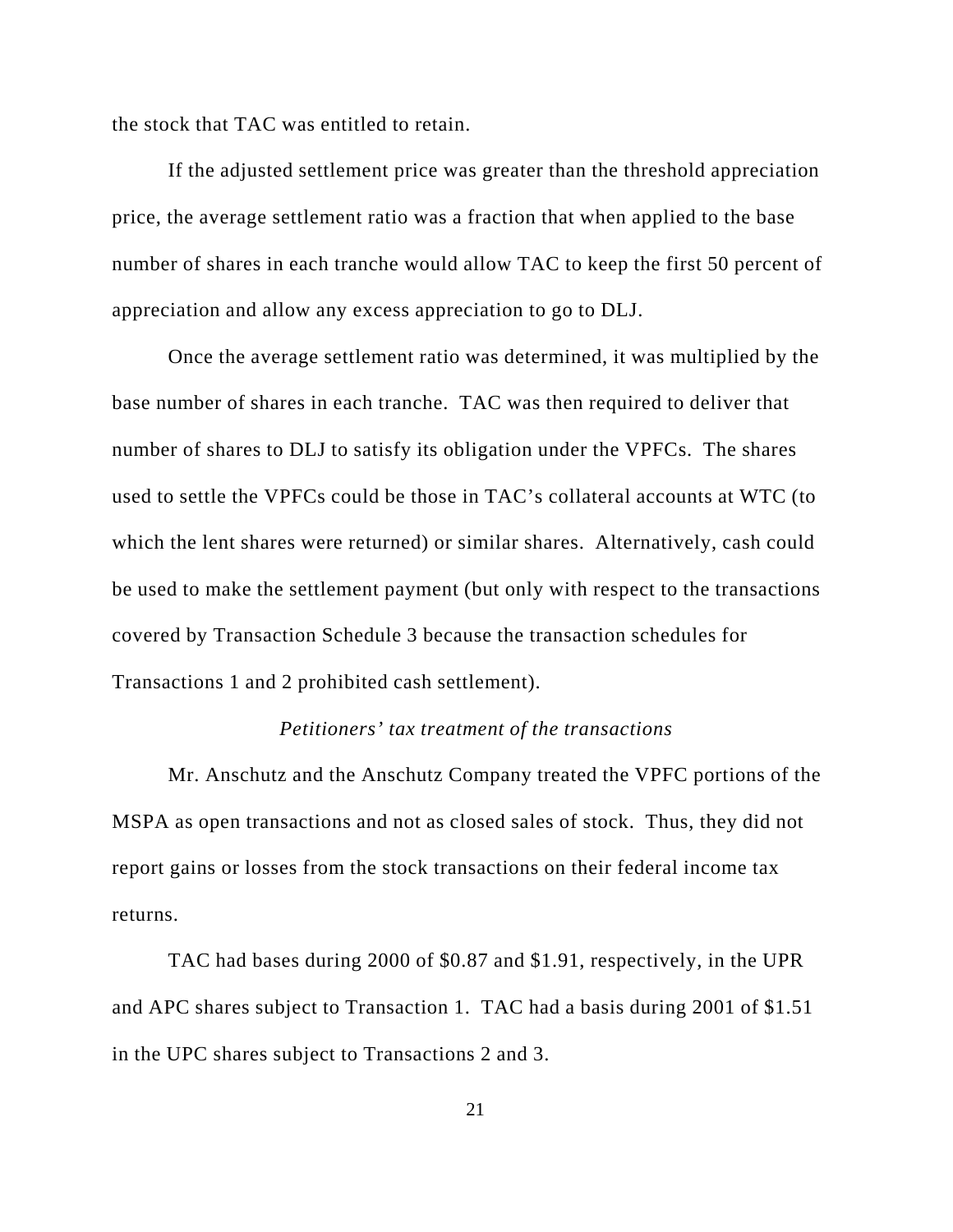the stock that TAC was entitled to retain.

If the adjusted settlement price was greater than the threshold appreciation price, the average settlement ratio was a fraction that when applied to the base number of shares in each tranche would allow TAC to keep the first 50 percent of appreciation and allow any excess appreciation to go to DLJ.

Once the average settlement ratio was determined, it was multiplied by the base number of shares in each tranche. TAC was then required to deliver that number of shares to DLJ to satisfy its obligation under the VPFCs. The shares used to settle the VPFCs could be those in TAC's collateral accounts at WTC (to which the lent shares were returned) or similar shares. Alternatively, cash could be used to make the settlement payment (but only with respect to the transactions covered by Transaction Schedule 3 because the transaction schedules for Transactions 1 and 2 prohibited cash settlement).

*Petitioners' tax treatment of the transactions*

Mr. Anschutz and the Anschutz Company treated the VPFC portions of the MSPA as open transactions and not as closed sales of stock. Thus, they did not report gains or losses from the stock transactions on their federal income tax returns.

TAC had bases during 2000 of $0.87 and $1.91, respectively, in the UPR and APC shares subject to Transaction 1. TAC had a basis during 2001 of $1.51 in the UPC shares subject to Transactions 2 and 3.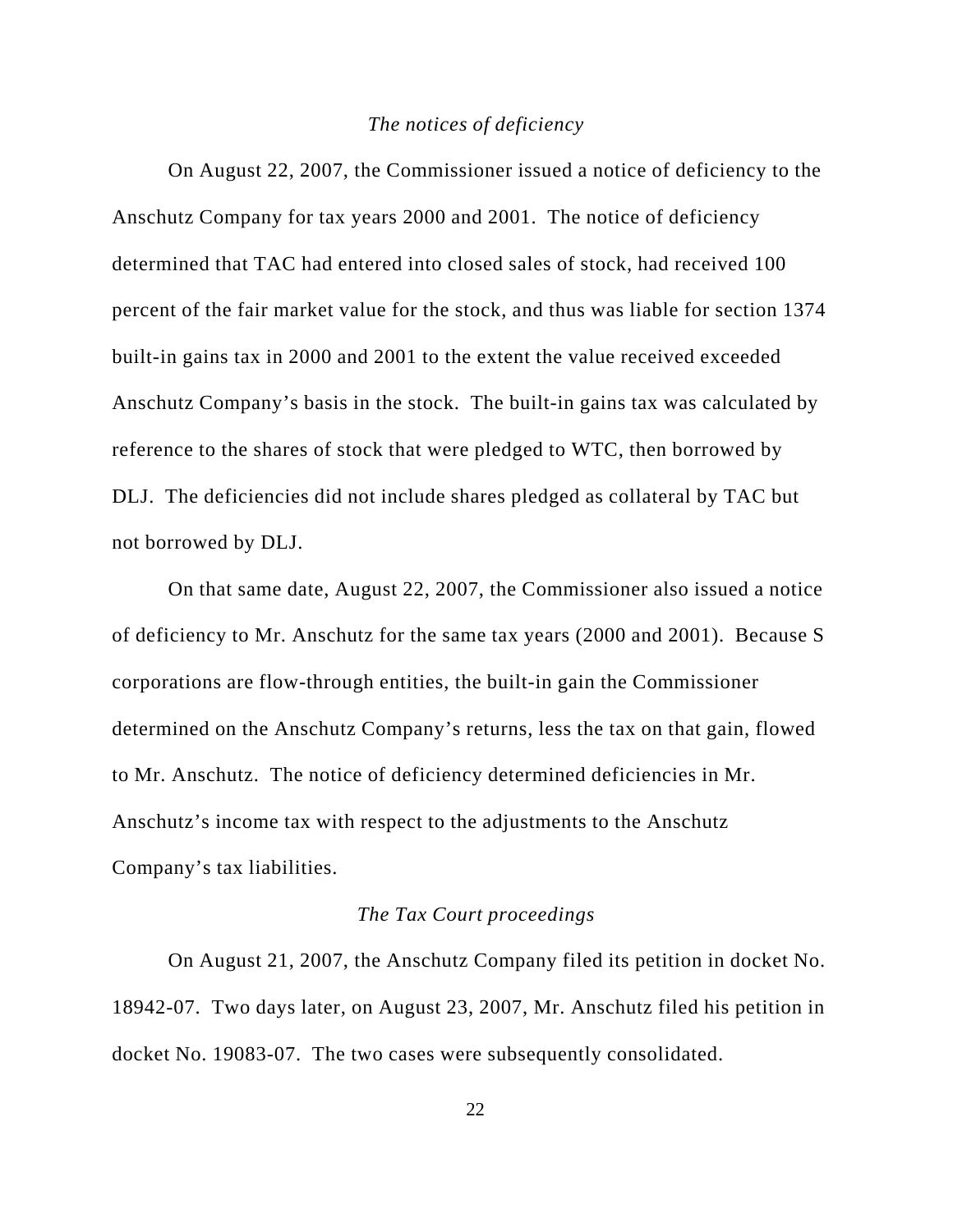*The notices of deficiency*

On August 22, 2007, the Commissioner issued a notice of deficiency to the Anschutz Company for tax years 2000 and 2001. The notice of deficiency determined that TAC had entered into closed sales of stock, had received 100 percent of the fair market value for the stock, and thus was liable for section 1374 built-in gains tax in 2000 and 2001 to the extent the value received exceeded Anschutz Company's basis in the stock. The built-in gains tax was calculated by reference to the shares of stock that were pledged to WTC, then borrowed by DLJ. The deficiencies did not include shares pledged as collateral by TAC but not borrowed by DLJ.

On that same date, August 22, 2007, the Commissioner also issued a notice of deficiency to Mr. Anschutz for the same tax years (2000 and 2001). Because S corporations are flow-through entities, the built-in gain the Commissioner determined on the Anschutz Company's returns, less the tax on that gain, flowed to Mr. Anschutz. The notice of deficiency determined deficiencies in Mr. Anschutz's income tax with respect to the adjustments to the Anschutz Company's tax liabilities.

*The Tax Court proceedings*

On August 21, 2007, the Anschutz Company filed its petition in docket No. 18942-07. Two days later, on August 23, 2007, Mr. Anschutz filed his petition in docket No. 19083-07. The two cases were subsequently consolidated.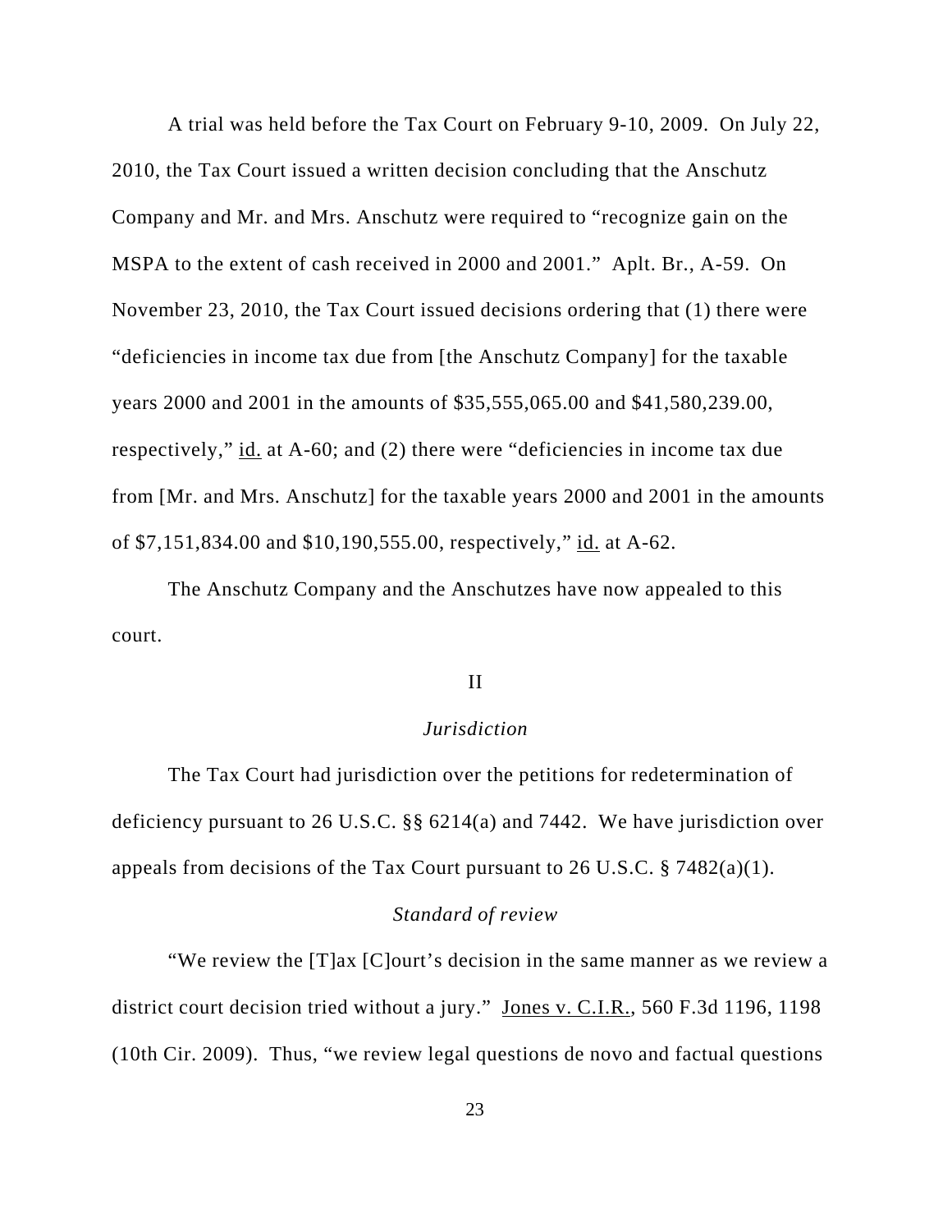A trial was held before the Tax Court on February 9-10, 2009. On July 22, 2010, the Tax Court issued a written decision concluding that the Anschutz Company and Mr. and Mrs. Anschutz were required to "recognize gain on the MSPA to the extent of cash received in 2000 and 2001." Aplt. Br., A-59. On November 23, 2010, the Tax Court issued decisions ordering that (1) there were "deficiencies in income tax due from [the Anschutz Company] for the taxable years 2000 and 2001 in the amounts of $35,555,065.00 and $41,580,239.00, respectively," id. at A-60; and (2) there were "deficiencies in income tax due from [Mr. and Mrs. Anschutz] for the taxable years 2000 and 2001 in the amounts of $7,151,834.00 and $10,190,555.00, respectively," id. at A-62.

The Anschutz Company and the Anschutzes have now appealed to this court.

## II

### *Jurisdiction*

The Tax Court had jurisdiction over the petitions for redetermination of deficiency pursuant to 26 U.S.C. §§ 6214(a) and 7442. We have jurisdiction over appeals from decisions of the Tax Court pursuant to 26 U.S.C. § 7482(a)(1).

### *Standard of review*

"We review the [T]ax [C]ourt's decision in the same manner as we review a district court decision tried without a jury." Jones v. C.I.R., 560 F.3d 1196, 1198 (10th Cir. 2009). Thus, "we review legal questions de novo and factual questions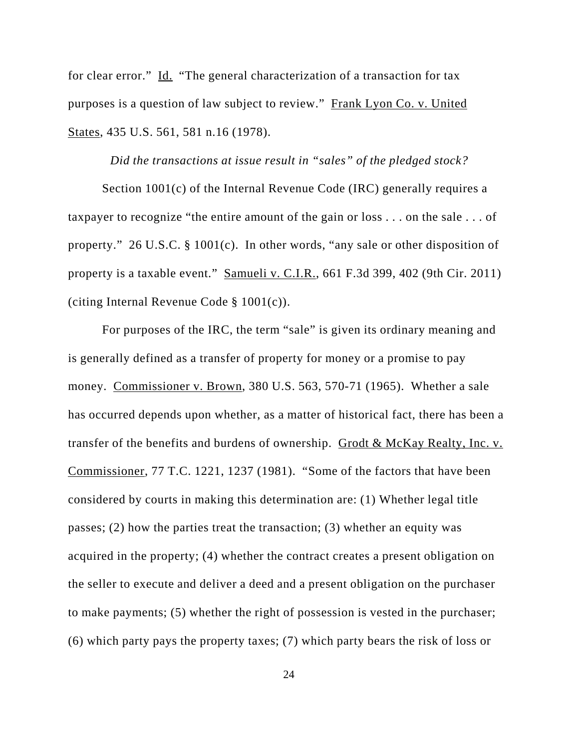for clear error." Id. "The general characterization of a transaction for tax purposes is a question of law subject to review." Frank Lyon Co. v. United States, 435 U.S. 561, 581 n.16 (1978).

*Did the transactions at issue result in "sales" of the pledged stock?*

Section 1001(c) of the Internal Revenue Code (IRC) generally requires a taxpayer to recognize "the entire amount of the gain or loss . . . on the sale . . . of property." 26 U.S.C. § 1001(c). In other words, "any sale or other disposition of property is a taxable event." Samueli v. C.I.R., 661 F.3d 399, 402 (9th Cir. 2011) (citing Internal Revenue Code § 1001(c)).

For purposes of the IRC, the term "sale" is given its ordinary meaning and is generally defined as a transfer of property for money or a promise to pay money. Commissioner v. Brown, 380 U.S. 563, 570-71 (1965). Whether a sale has occurred depends upon whether, as a matter of historical fact, there has been a transfer of the benefits and burdens of ownership. Grodt & McKay Realty, Inc. v. Commissioner, 77 T.C. 1221, 1237 (1981). "Some of the factors that have been considered by courts in making this determination are: (1) Whether legal title passes; (2) how the parties treat the transaction; (3) whether an equity was acquired in the property; (4) whether the contract creates a present obligation on the seller to execute and deliver a deed and a present obligation on the purchaser to make payments; (5) whether the right of possession is vested in the purchaser; (6) which party pays the property taxes; (7) which party bears the risk of loss or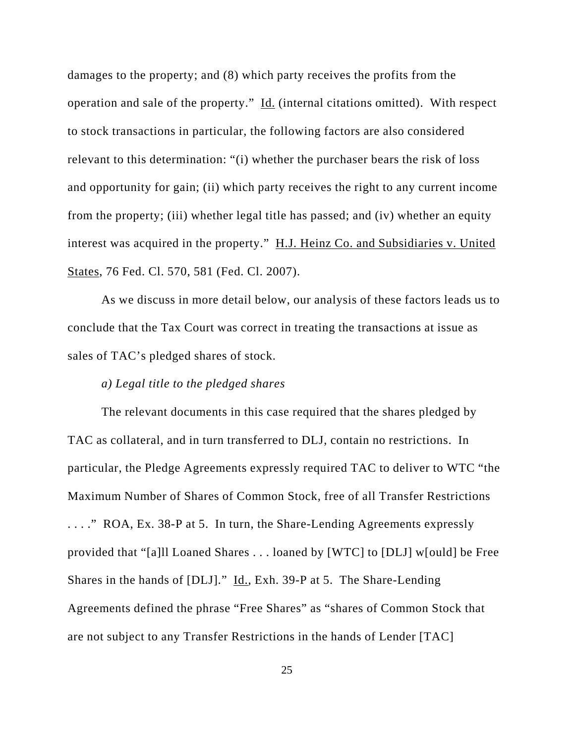damages to the property; and (8) which party receives the profits from the operation and sale of the property." Id. (internal citations omitted). With respect to stock transactions in particular, the following factors are also considered relevant to this determination: "(i) whether the purchaser bears the risk of loss and opportunity for gain; (ii) which party receives the right to any current income from the property; (iii) whether legal title has passed; and (iv) whether an equity interest was acquired in the property." H.J. Heinz Co. and Subsidiaries v. United States, 76 Fed. Cl. 570, 581 (Fed. Cl. 2007).

As we discuss in more detail below, our analysis of these factors leads us to conclude that the Tax Court was correct in treating the transactions at issue as sales of TAC's pledged shares of stock.

*a) Legal title to the pledged shares*

The relevant documents in this case required that the shares pledged by TAC as collateral, and in turn transferred to DLJ, contain no restrictions. In particular, the Pledge Agreements expressly required TAC to deliver to WTC "the Maximum Number of Shares of Common Stock, free of all Transfer Restrictions . . . ." ROA, Ex. 38-P at 5. In turn, the Share-Lending Agreements expressly provided that "[a]ll Loaned Shares . . . loaned by [WTC] to [DLJ] w[ould] be Free Shares in the hands of [DLJ]." Id., Exh. 39-P at 5. The Share-Lending Agreements defined the phrase "Free Shares" as "shares of Common Stock that are not subject to any Transfer Restrictions in the hands of Lender [TAC]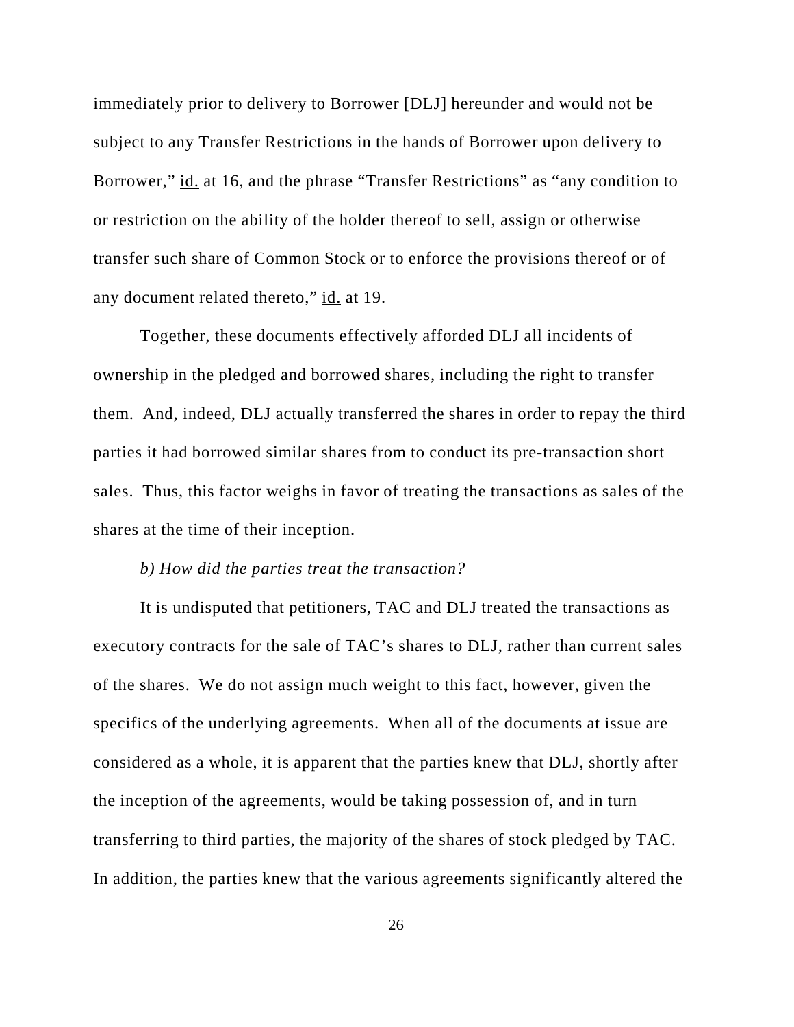immediately prior to delivery to Borrower [DLJ] hereunder and would not be subject to any Transfer Restrictions in the hands of Borrower upon delivery to Borrower," id. at 16, and the phrase "Transfer Restrictions" as "any condition to or restriction on the ability of the holder thereof to sell, assign or otherwise transfer such share of Common Stock or to enforce the provisions thereof or of any document related thereto," id. at 19.

Together, these documents effectively afforded DLJ all incidents of ownership in the pledged and borrowed shares, including the right to transfer them. And, indeed, DLJ actually transferred the shares in order to repay the third parties it had borrowed similar shares from to conduct its pre-transaction short sales. Thus, this factor weighs in favor of treating the transactions as sales of the shares at the time of their inception.

*b) How did the parties treat the transaction?*

It is undisputed that petitioners, TAC and DLJ treated the transactions as executory contracts for the sale of TAC's shares to DLJ, rather than current sales of the shares. We do not assign much weight to this fact, however, given the specifics of the underlying agreements. When all of the documents at issue are considered as a whole, it is apparent that the parties knew that DLJ, shortly after the inception of the agreements, would be taking possession of, and in turn transferring to third parties, the majority of the shares of stock pledged by TAC. In addition, the parties knew that the various agreements significantly altered the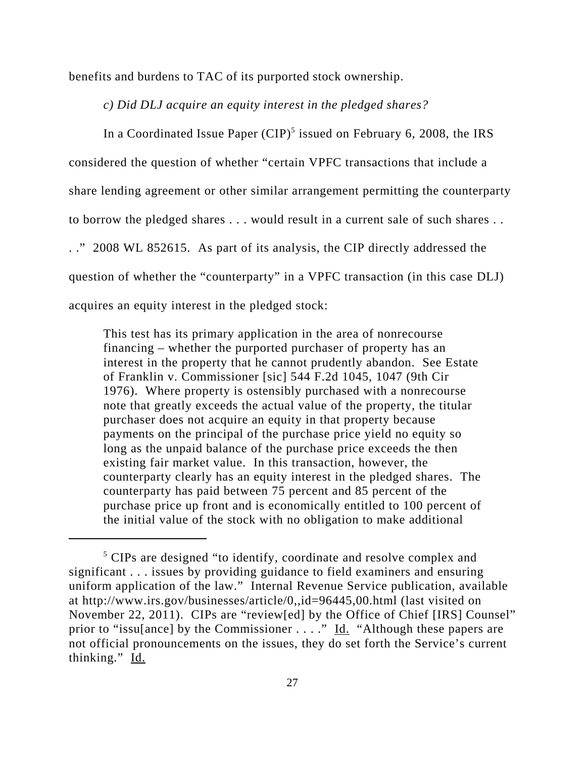benefits and burdens to TAC of its purported stock ownership.

*c) Did DLJ acquire an equity interest in the pledged shares?*

In a Coordinated Issue Paper (CIP)[5] issued on February 6, 2008, the IRS considered the question of whether "certain VPFC transactions that include a share lending agreement or other similar arrangement permitting the counterparty to borrow the pledged shares . . . would result in a current sale of such shares . . . ." 2008 WL 852615. As part of its analysis, the CIP directly addressed the question of whether the "counterparty" in a VPFC transaction (in this case DLJ) acquires an equity interest in the pledged stock:

> This test has its primary application in the area of nonrecourse financing – whether the purported purchaser of property has an interest in the property that he cannot prudently abandon. See Estate of Franklin v. Commissioner [sic] 544 F.2d 1045, 1047 (9th Cir 1976). Where property is ostensibly purchased with a nonrecourse note that greatly exceeds the actual value of the property, the titular purchaser does not acquire an equity in that property because payments on the principal of the purchase price yield no equity so long as the unpaid balance of the purchase price exceeds the then existing fair market value. In this transaction, however, the counterparty clearly has an equity interest in the pledged shares. The counterparty has paid between 75 percent and 85 percent of the purchase price up front and is economically entitled to 100 percent of the initial value of the stock with no obligation to make additional

[5] CIPs are designed "to identify, coordinate and resolve complex and significant . . . issues by providing guidance to field examiners and ensuring uniform application of the law." Internal Revenue Service publication, available at http://www.irs.gov/businesses/article/0,,id=96445,00.html (last visited on November 22, 2011). CIPs are "review[ed] by the Office of Chief [IRS] Counsel" prior to "issu[ance] by the Commissioner . . . ." Id. "Although these papers are not official pronouncements on the issues, they do set forth the Service's current thinking." Id.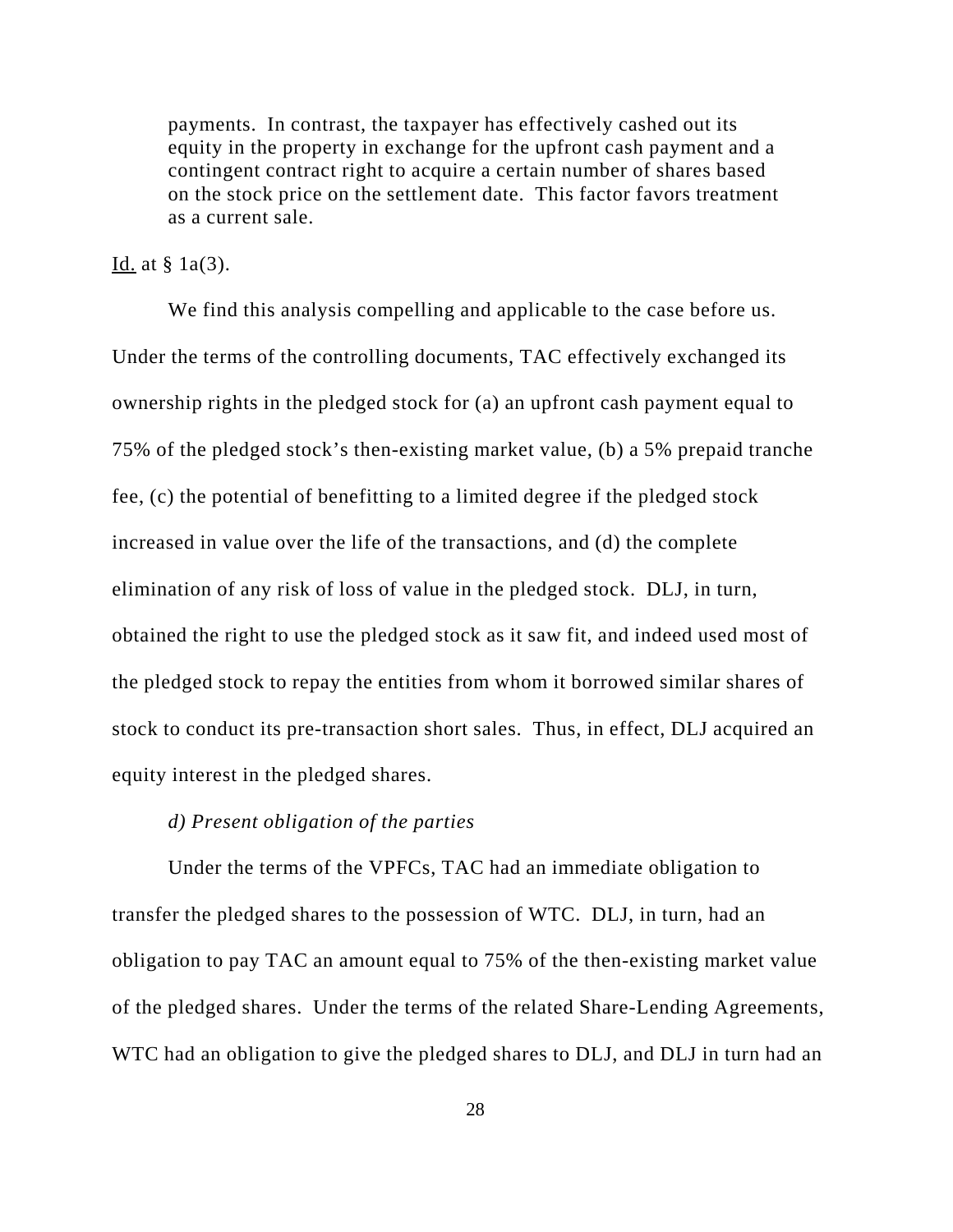> payments. In contrast, the taxpayer has effectively cashed out its equity in the property in exchange for the upfront cash payment and a contingent contract right to acquire a certain number of shares based on the stock price on the settlement date. This factor favors treatment as a current sale.

Id. at § 1a(3).

We find this analysis compelling and applicable to the case before us. Under the terms of the controlling documents, TAC effectively exchanged its ownership rights in the pledged stock for (a) an upfront cash payment equal to 75% of the pledged stock's then-existing market value, (b) a 5% prepaid tranche fee, (c) the potential of benefitting to a limited degree if the pledged stock increased in value over the life of the transactions, and (d) the complete elimination of any risk of loss of value in the pledged stock. DLJ, in turn, obtained the right to use the pledged stock as it saw fit, and indeed used most of the pledged stock to repay the entities from whom it borrowed similar shares of stock to conduct its pre-transaction short sales. Thus, in effect, DLJ acquired an equity interest in the pledged shares.

*d) Present obligation of the parties*

Under the terms of the VPFCs, TAC had an immediate obligation to transfer the pledged shares to the possession of WTC. DLJ, in turn, had an obligation to pay TAC an amount equal to 75% of the then-existing market value of the pledged shares. Under the terms of the related Share-Lending Agreements, WTC had an obligation to give the pledged shares to DLJ, and DLJ in turn had an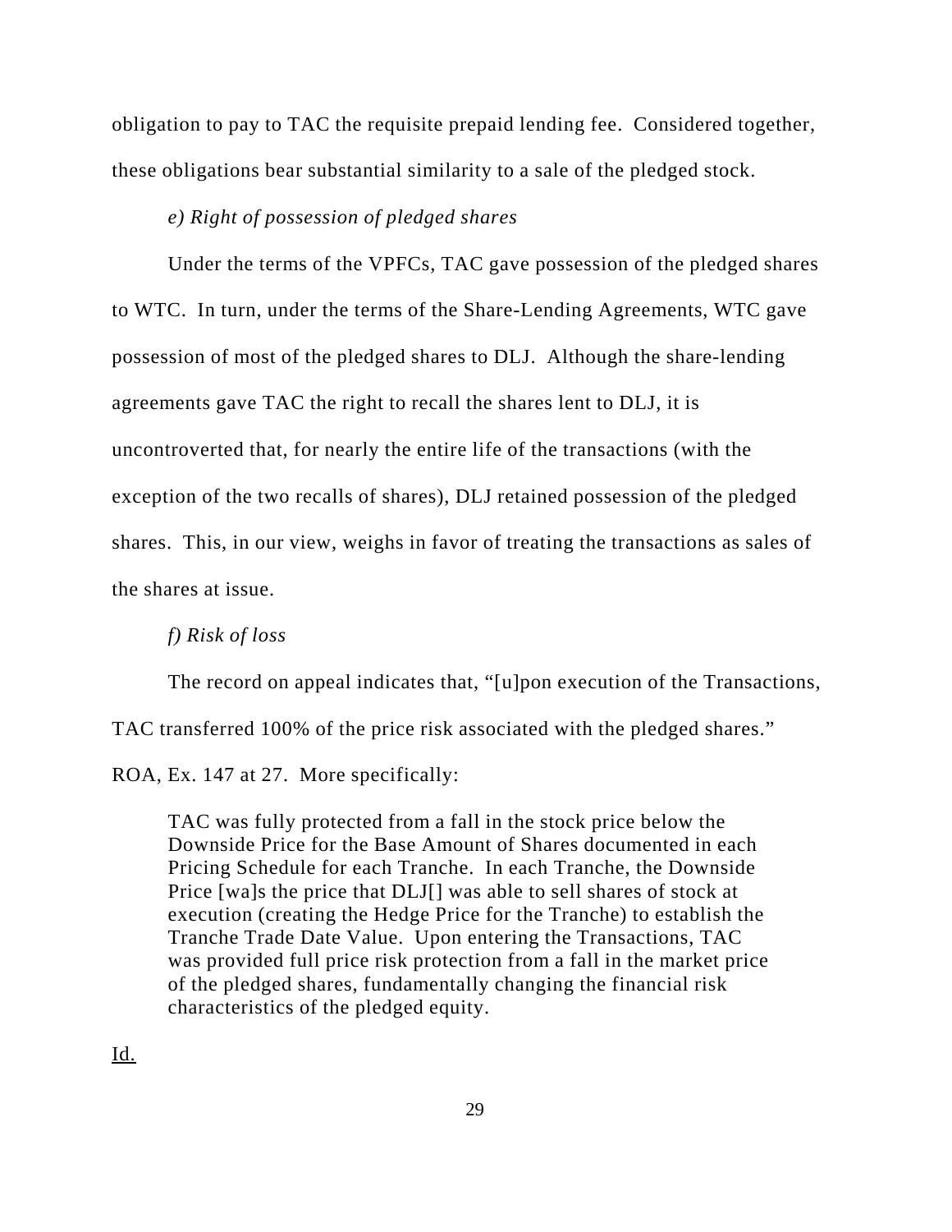obligation to pay to TAC the requisite prepaid lending fee. Considered together, these obligations bear substantial similarity to a sale of the pledged stock.

*e) Right of possession of pledged shares*

Under the terms of the VPFCs, TAC gave possession of the pledged shares to WTC. In turn, under the terms of the Share-Lending Agreements, WTC gave possession of most of the pledged shares to DLJ. Although the share-lending agreements gave TAC the right to recall the shares lent to DLJ, it is uncontroverted that, for nearly the entire life of the transactions (with the exception of the two recalls of shares), DLJ retained possession of the pledged shares. This, in our view, weighs in favor of treating the transactions as sales of the shares at issue.

*f) Risk of loss*

The record on appeal indicates that, "[u]pon execution of the Transactions, TAC transferred 100% of the price risk associated with the pledged shares." ROA, Ex. 147 at 27. More specifically:

> TAC was fully protected from a fall in the stock price below the Downside Price for the Base Amount of Shares documented in each Pricing Schedule for each Tranche. In each Tranche, the Downside Price [wa]s the price that DLJ[] was able to sell shares of stock at execution (creating the Hedge Price for the Tranche) to establish the Tranche Trade Date Value. Upon entering the Transactions, TAC was provided full price risk protection from a fall in the market price of the pledged shares, fundamentally changing the financial risk characteristics of the pledged equity.

Id.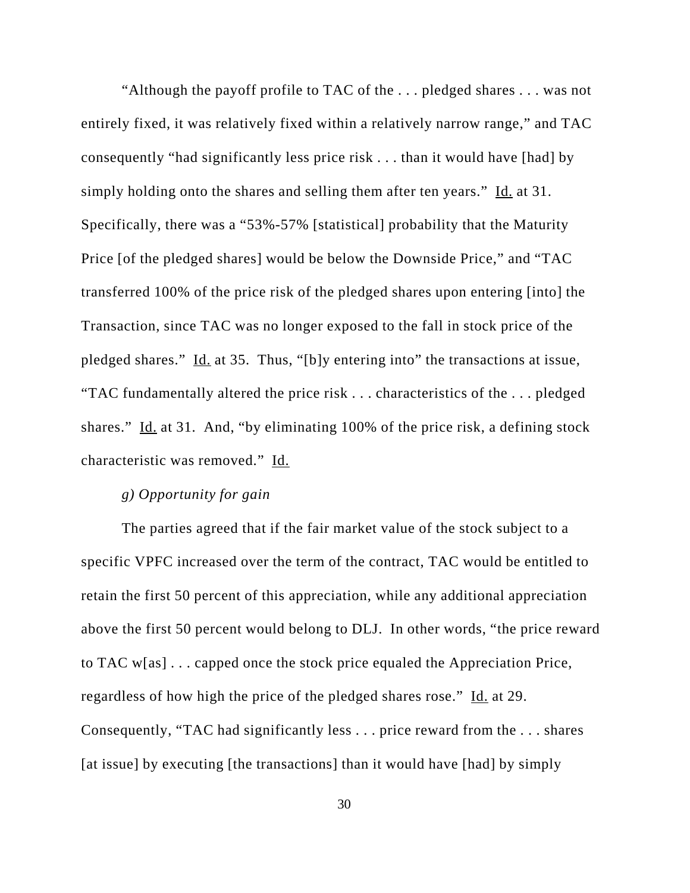"Although the payoff profile to TAC of the . . . pledged shares . . . was not entirely fixed, it was relatively fixed within a relatively narrow range," and TAC consequently "had significantly less price risk . . . than it would have [had] by simply holding onto the shares and selling them after ten years." Id. at 31. Specifically, there was a "53%-57% [statistical] probability that the Maturity Price [of the pledged shares] would be below the Downside Price," and "TAC transferred 100% of the price risk of the pledged shares upon entering [into] the Transaction, since TAC was no longer exposed to the fall in stock price of the pledged shares." Id. at 35. Thus, "[b]y entering into" the transactions at issue, "TAC fundamentally altered the price risk . . . characteristics of the . . . pledged shares." Id. at 31. And, "by eliminating 100% of the price risk, a defining stock characteristic was removed." Id.

*g) Opportunity for gain*

The parties agreed that if the fair market value of the stock subject to a specific VPFC increased over the term of the contract, TAC would be entitled to retain the first 50 percent of this appreciation, while any additional appreciation above the first 50 percent would belong to DLJ. In other words, "the price reward to TAC w[as] . . . capped once the stock price equaled the Appreciation Price, regardless of how high the price of the pledged shares rose." Id. at 29. Consequently, "TAC had significantly less . . . price reward from the . . . shares [at issue] by executing [the transactions] than it would have [had] by simply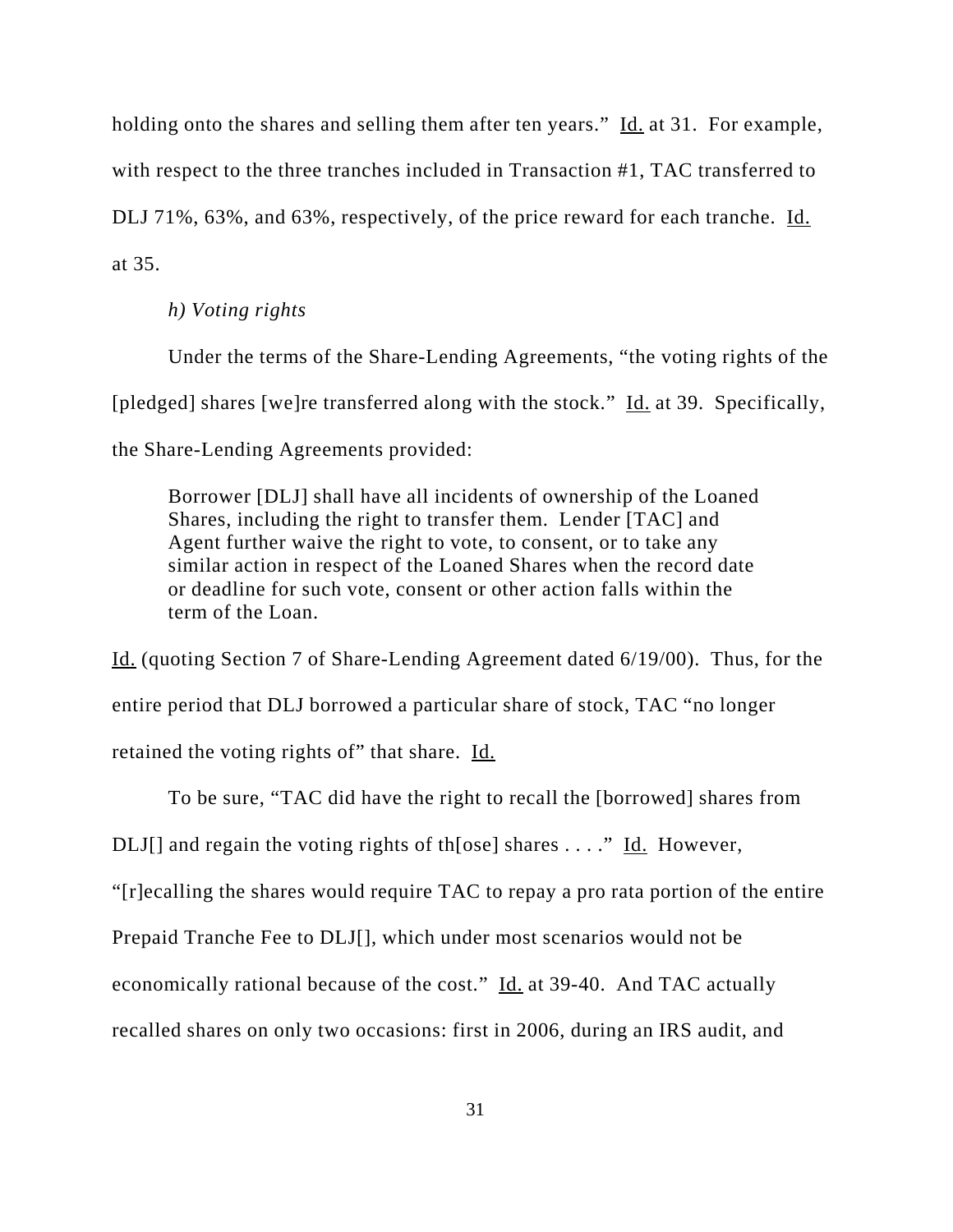holding onto the shares and selling them after ten years." Id. at 31. For example, with respect to the three tranches included in Transaction #1, TAC transferred to DLJ 71%, 63%, and 63%, respectively, of the price reward for each tranche. Id. at 35.

*h) Voting rights*

Under the terms of the Share-Lending Agreements, "the voting rights of the [pledged] shares [we]re transferred along with the stock." Id. at 39. Specifically, the Share-Lending Agreements provided:

> Borrower [DLJ] shall have all incidents of ownership of the Loaned Shares, including the right to transfer them. Lender [TAC] and Agent further waive the right to vote, to consent, or to take any similar action in respect of the Loaned Shares when the record date or deadline for such vote, consent or other action falls within the term of the Loan.

Id. (quoting Section 7 of Share-Lending Agreement dated 6/19/00). Thus, for the entire period that DLJ borrowed a particular share of stock, TAC "no longer retained the voting rights of" that share. Id.

To be sure, "TAC did have the right to recall the [borrowed] shares from DLJ[] and regain the voting rights of th[ose] shares . . . ." Id. However, "[r]ecalling the shares would require TAC to repay a pro rata portion of the entire Prepaid Tranche Fee to DLJ[], which under most scenarios would not be economically rational because of the cost." Id. at 39-40. And TAC actually recalled shares on only two occasions: first in 2006, during an IRS audit, and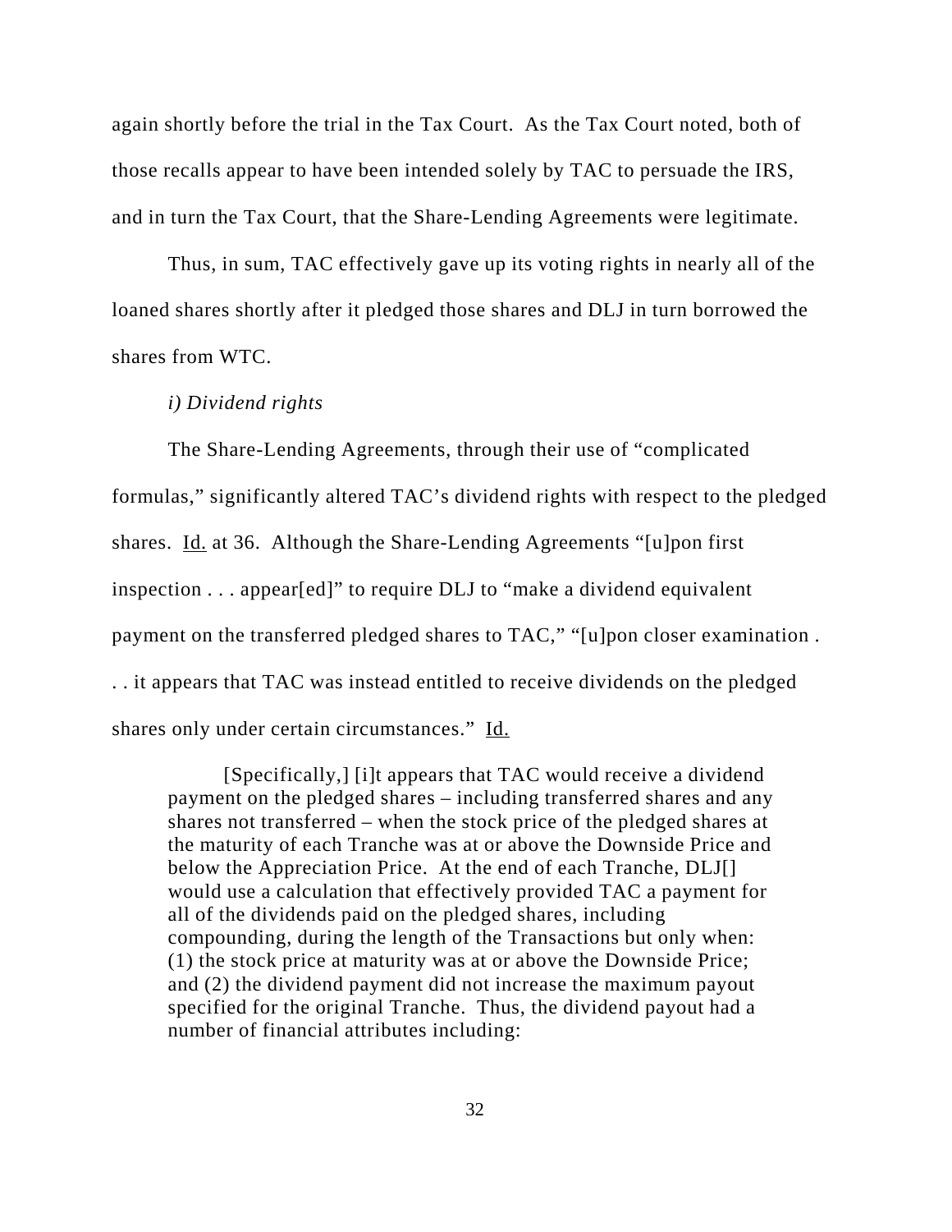again shortly before the trial in the Tax Court. As the Tax Court noted, both of those recalls appear to have been intended solely by TAC to persuade the IRS, and in turn the Tax Court, that the Share-Lending Agreements were legitimate.

Thus, in sum, TAC effectively gave up its voting rights in nearly all of the loaned shares shortly after it pledged those shares and DLJ in turn borrowed the shares from WTC.

*i) Dividend rights*

The Share-Lending Agreements, through their use of "complicated formulas," significantly altered TAC's dividend rights with respect to the pledged shares. Id. at 36. Although the Share-Lending Agreements "[u]pon first inspection . . . appear[ed]" to require DLJ to "make a dividend equivalent payment on the transferred pledged shares to TAC," "[u]pon closer examination . . . it appears that TAC was instead entitled to receive dividends on the pledged shares only under certain circumstances." Id.

> [Specifically,] [i]t appears that TAC would receive a dividend payment on the pledged shares – including transferred shares and any shares not transferred – when the stock price of the pledged shares at the maturity of each Tranche was at or above the Downside Price and below the Appreciation Price. At the end of each Tranche, DLJ[] would use a calculation that effectively provided TAC a payment for all of the dividends paid on the pledged shares, including compounding, during the length of the Transactions but only when: (1) the stock price at maturity was at or above the Downside Price; and (2) the dividend payment did not increase the maximum payout specified for the original Tranche. Thus, the dividend payout had a number of financial attributes including: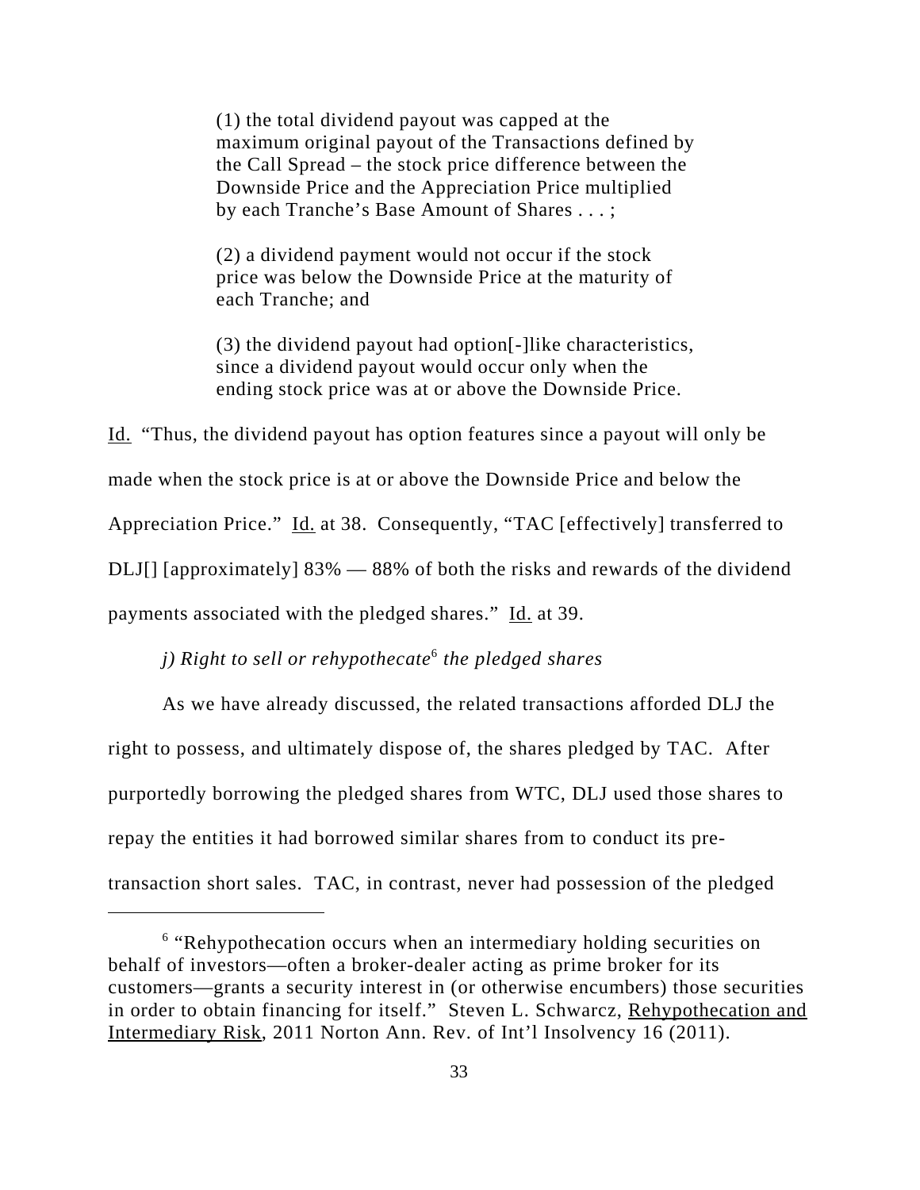> (1) the total dividend payout was capped at the maximum original payout of the Transactions defined by the Call Spread – the stock price difference between the Downside Price and the Appreciation Price multiplied by each Tranche's Base Amount of Shares . . . ;
>
> (2) a dividend payment would not occur if the stock price was below the Downside Price at the maturity of each Tranche; and
>
> (3) the dividend payout had option[-]like characteristics, since a dividend payout would occur only when the ending stock price was at or above the Downside Price.

Id. "Thus, the dividend payout has option features since a payout will only be made when the stock price is at or above the Downside Price and below the Appreciation Price." Id. at 38. Consequently, "TAC [effectively] transferred to DLJ[] [approximately] 83% — 88% of both the risks and rewards of the dividend payments associated with the pledged shares." Id. at 39.

*j) Right to sell or rehypothecate*[6] *the pledged shares*

As we have already discussed, the related transactions afforded DLJ the right to possess, and ultimately dispose of, the shares pledged by TAC. After purportedly borrowing the pledged shares from WTC, DLJ used those shares to repay the entities it had borrowed similar shares from to conduct its pre-transaction short sales. TAC, in contrast, never had possession of the pledged

[6] "Rehypothecation occurs when an intermediary holding securities on behalf of investors—often a broker-dealer acting as prime broker for its customers—grants a security interest in (or otherwise encumbers) those securities in order to obtain financing for itself." Steven L. Schwarcz, Rehypothecation and Intermediary Risk, 2011 Norton Ann. Rev. of Int'l Insolvency 16 (2011).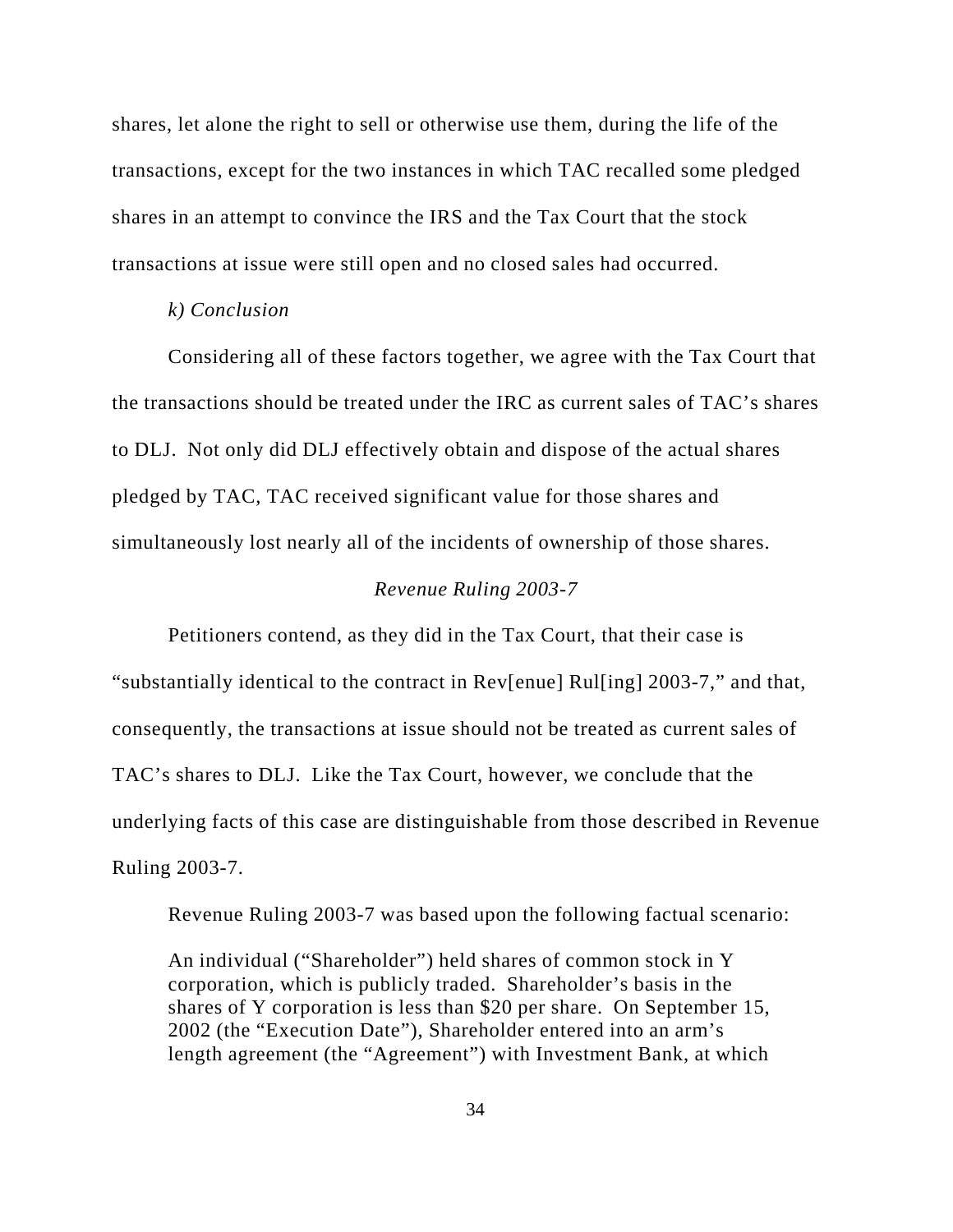shares, let alone the right to sell or otherwise use them, during the life of the transactions, except for the two instances in which TAC recalled some pledged shares in an attempt to convince the IRS and the Tax Court that the stock transactions at issue were still open and no closed sales had occurred.

*k) Conclusion*

Considering all of these factors together, we agree with the Tax Court that the transactions should be treated under the IRC as current sales of TAC's shares to DLJ. Not only did DLJ effectively obtain and dispose of the actual shares pledged by TAC, TAC received significant value for those shares and simultaneously lost nearly all of the incidents of ownership of those shares.

*Revenue Ruling 2003-7*

Petitioners contend, as they did in the Tax Court, that their case is "substantially identical to the contract in Rev[enue] Rul[ing] 2003-7," and that, consequently, the transactions at issue should not be treated as current sales of TAC's shares to DLJ. Like the Tax Court, however, we conclude that the underlying facts of this case are distinguishable from those described in Revenue Ruling 2003-7.

Revenue Ruling 2003-7 was based upon the following factual scenario:

> An individual ("Shareholder") held shares of common stock in Y corporation, which is publicly traded. Shareholder's basis in the shares of Y corporation is less than $20 per share. On September 15, 2002 (the "Execution Date"), Shareholder entered into an arm's length agreement (the "Agreement") with Investment Bank, at which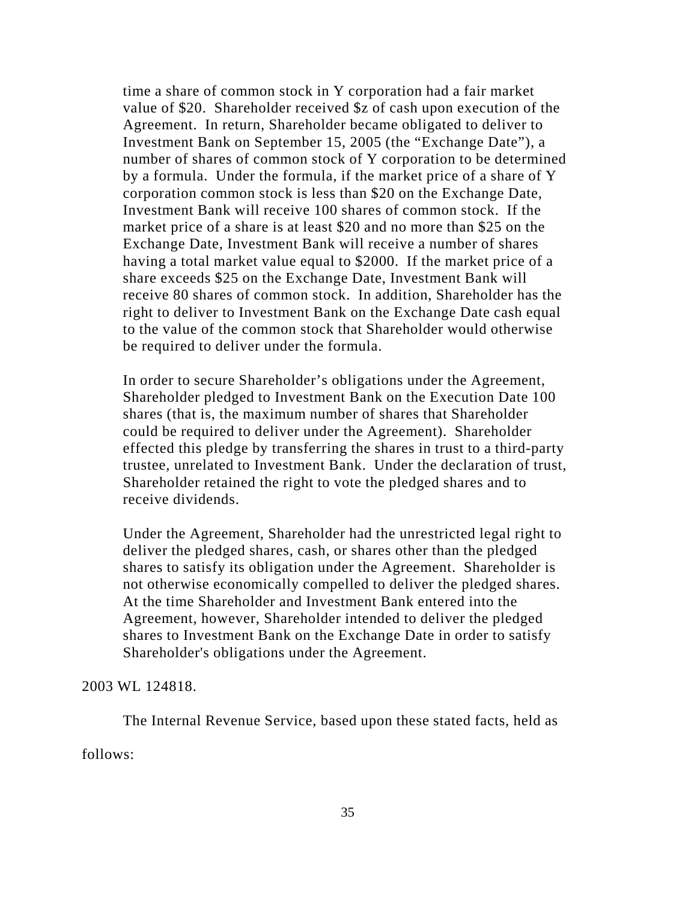> time a share of common stock in Y corporation had a fair market value of $20. Shareholder received $z of cash upon execution of the Agreement. In return, Shareholder became obligated to deliver to Investment Bank on September 15, 2005 (the "Exchange Date"), a number of shares of common stock of Y corporation to be determined by a formula. Under the formula, if the market price of a share of Y corporation common stock is less than $20 on the Exchange Date, Investment Bank will receive 100 shares of common stock. If the market price of a share is at least $20 and no more than $25 on the Exchange Date, Investment Bank will receive a number of shares having a total market value equal to $2000. If the market price of a share exceeds $25 on the Exchange Date, Investment Bank will receive 80 shares of common stock. In addition, Shareholder has the right to deliver to Investment Bank on the Exchange Date cash equal to the value of the common stock that Shareholder would otherwise be required to deliver under the formula.
>
> In order to secure Shareholder's obligations under the Agreement, Shareholder pledged to Investment Bank on the Execution Date 100 shares (that is, the maximum number of shares that Shareholder could be required to deliver under the Agreement). Shareholder effected this pledge by transferring the shares in trust to a third-party trustee, unrelated to Investment Bank. Under the declaration of trust, Shareholder retained the right to vote the pledged shares and to receive dividends.
>
> Under the Agreement, Shareholder had the unrestricted legal right to deliver the pledged shares, cash, or shares other than the pledged shares to satisfy its obligation under the Agreement. Shareholder is not otherwise economically compelled to deliver the pledged shares. At the time Shareholder and Investment Bank entered into the Agreement, however, Shareholder intended to deliver the pledged shares to Investment Bank on the Exchange Date in order to satisfy Shareholder's obligations under the Agreement.

2003 WL 124818.

The Internal Revenue Service, based upon these stated facts, held as follows: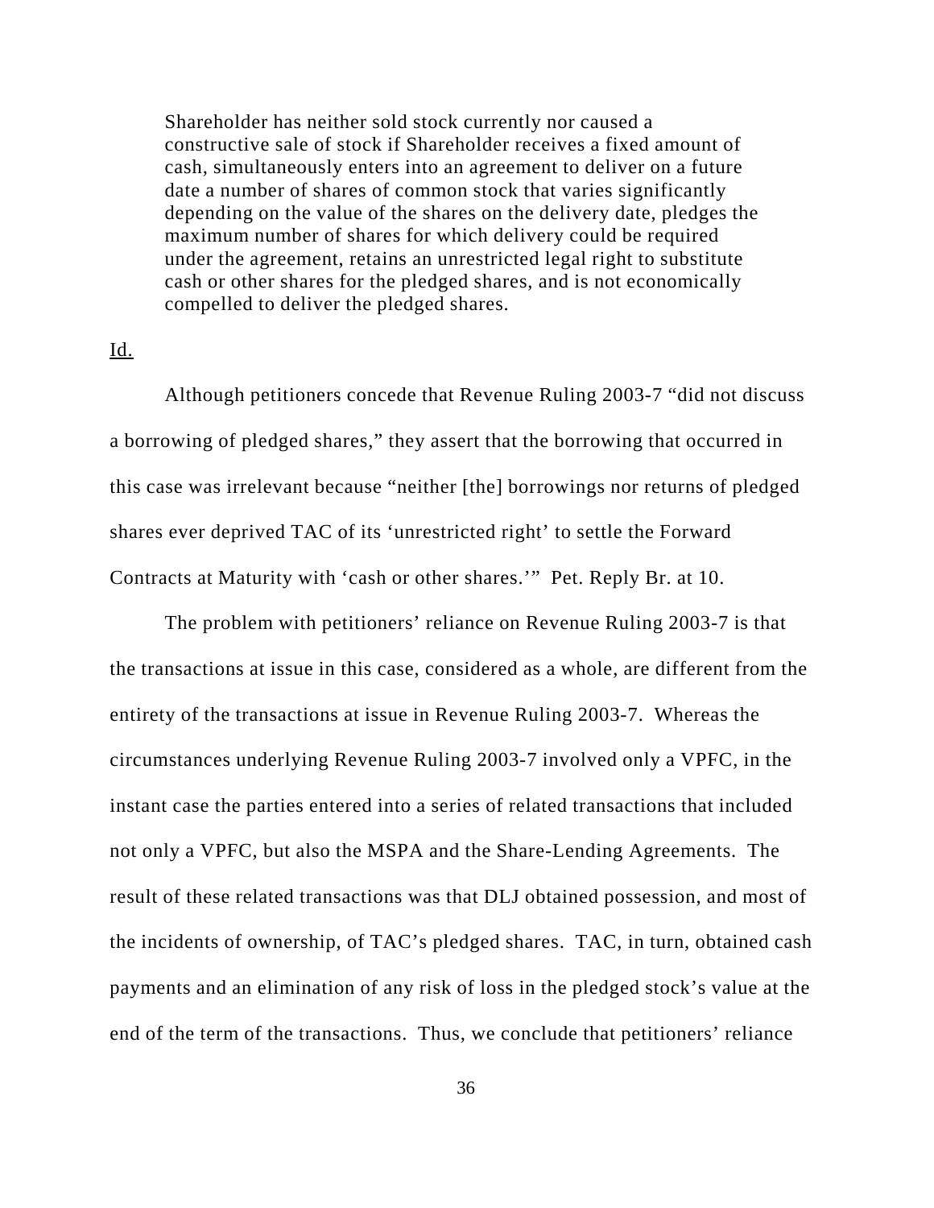> Shareholder has neither sold stock currently nor caused a constructive sale of stock if Shareholder receives a fixed amount of cash, simultaneously enters into an agreement to deliver on a future date a number of shares of common stock that varies significantly depending on the value of the shares on the delivery date, pledges the maximum number of shares for which delivery could be required under the agreement, retains an unrestricted legal right to substitute cash or other shares for the pledged shares, and is not economically compelled to deliver the pledged shares.

Id.

Although petitioners concede that Revenue Ruling 2003-7 "did not discuss a borrowing of pledged shares," they assert that the borrowing that occurred in this case was irrelevant because "neither [the] borrowings nor returns of pledged shares ever deprived TAC of its 'unrestricted right' to settle the Forward Contracts at Maturity with 'cash or other shares.'" Pet. Reply Br. at 10.

The problem with petitioners' reliance on Revenue Ruling 2003-7 is that the transactions at issue in this case, considered as a whole, are different from the entirety of the transactions at issue in Revenue Ruling 2003-7. Whereas the circumstances underlying Revenue Ruling 2003-7 involved only a VPFC, in the instant case the parties entered into a series of related transactions that included not only a VPFC, but also the MSPA and the Share-Lending Agreements. The result of these related transactions was that DLJ obtained possession, and most of the incidents of ownership, of TAC's pledged shares. TAC, in turn, obtained cash payments and an elimination of any risk of loss in the pledged stock's value at the end of the term of the transactions. Thus, we conclude that petitioners' reliance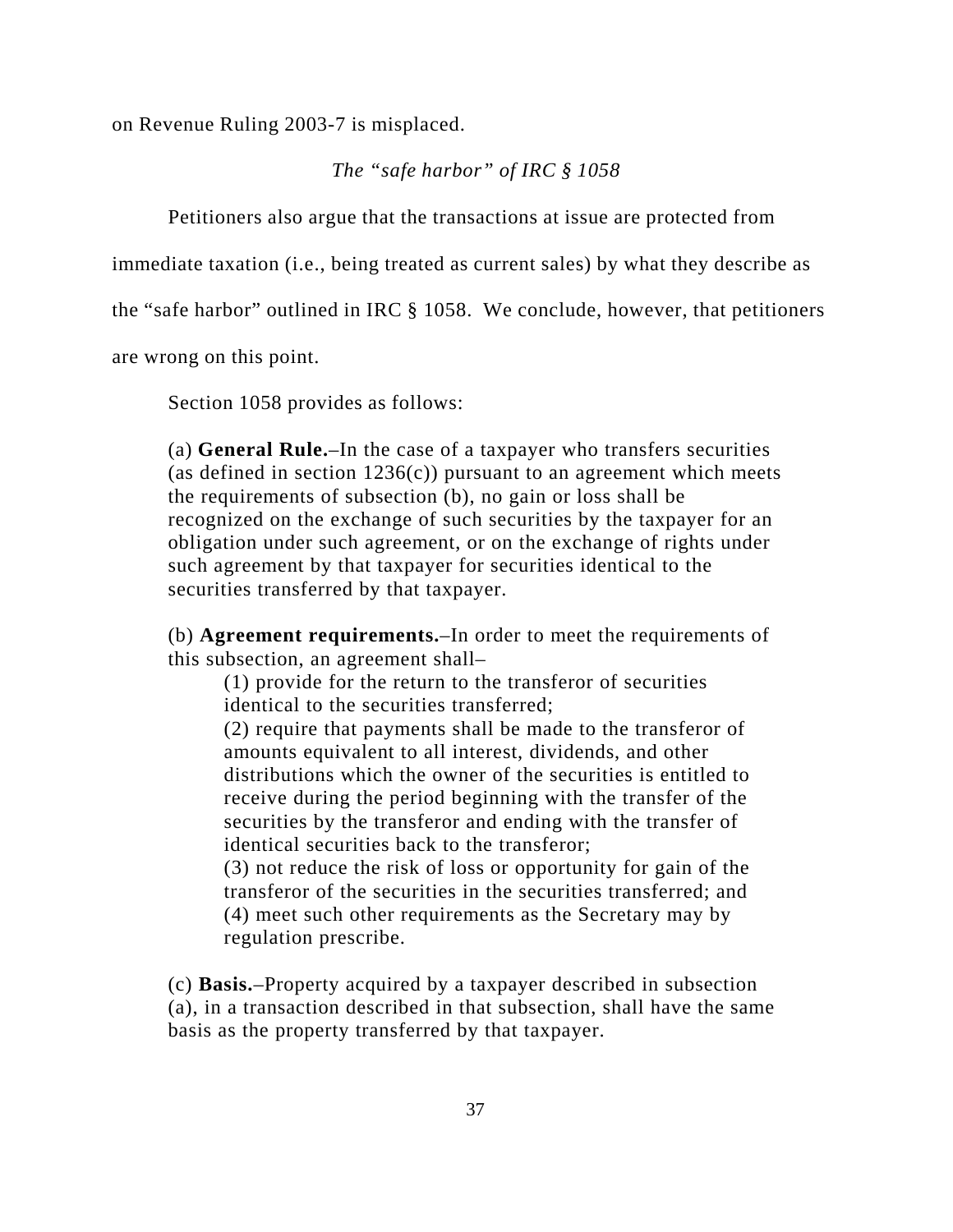on Revenue Ruling 2003-7 is misplaced.

*The "safe harbor" of IRC § 1058*

Petitioners also argue that the transactions at issue are protected from immediate taxation (i.e., being treated as current sales) by what they describe as the "safe harbor" outlined in IRC § 1058. We conclude, however, that petitioners are wrong on this point.

Section 1058 provides as follows:

> (a) **General Rule.**–In the case of a taxpayer who transfers securities (as defined in section 1236(c)) pursuant to an agreement which meets the requirements of subsection (b), no gain or loss shall be recognized on the exchange of such securities by the taxpayer for an obligation under such agreement, or on the exchange of rights under such agreement by that taxpayer for securities identical to the securities transferred by that taxpayer.
>
> (b) **Agreement requirements.**–In order to meet the requirements of this subsection, an agreement shall–
>
> > (1) provide for the return to the transferor of securities identical to the securities transferred;
> > (2) require that payments shall be made to the transferor of amounts equivalent to all interest, dividends, and other distributions which the owner of the securities is entitled to receive during the period beginning with the transfer of the securities by the transferor and ending with the transfer of identical securities back to the transferor;
> > (3) not reduce the risk of loss or opportunity for gain of the transferor of the securities in the securities transferred; and
> > (4) meet such other requirements as the Secretary may by regulation prescribe.
>
> (c) **Basis.**–Property acquired by a taxpayer described in subsection (a), in a transaction described in that subsection, shall have the same basis as the property transferred by that taxpayer.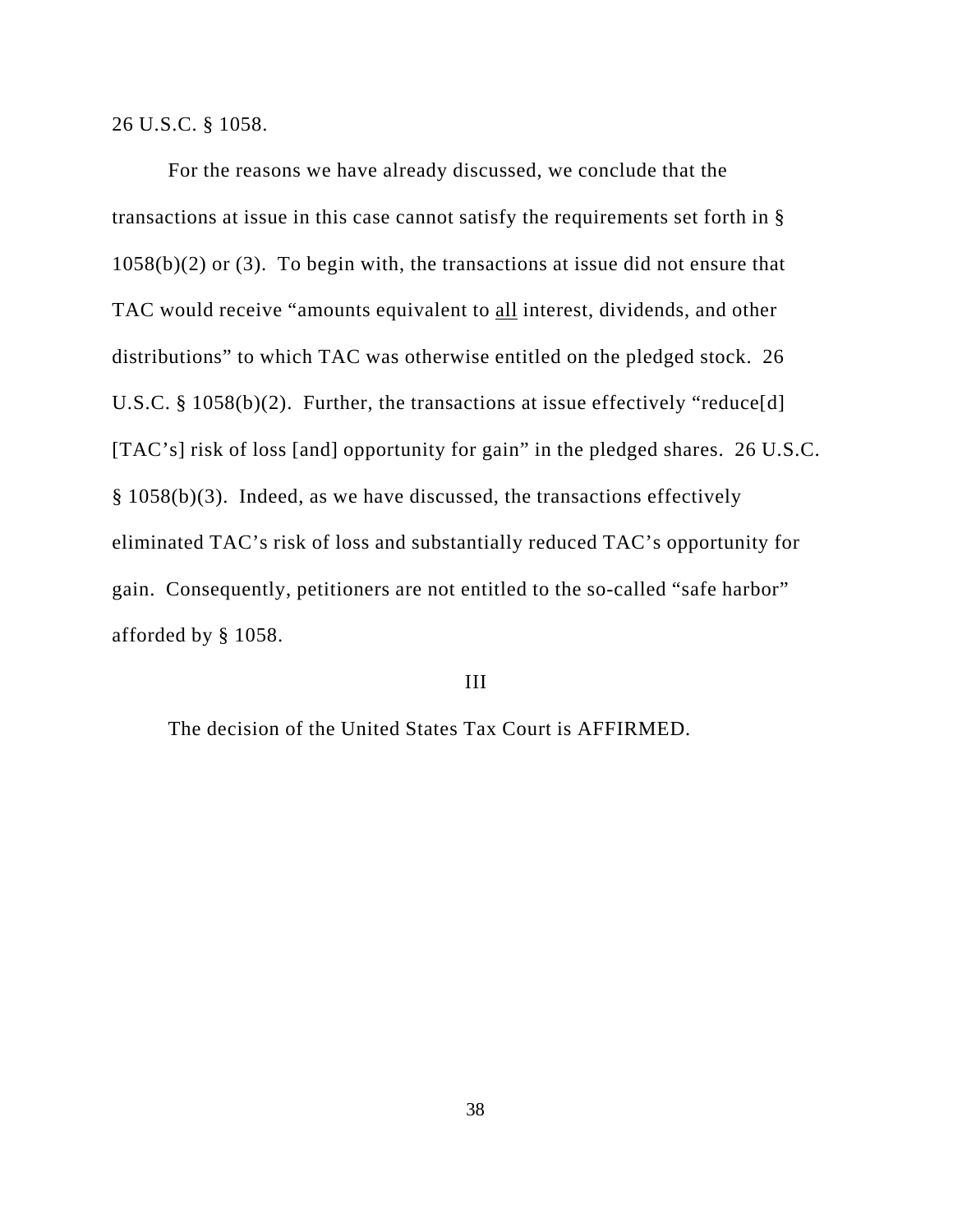26 U.S.C. § 1058.

For the reasons we have already discussed, we conclude that the transactions at issue in this case cannot satisfy the requirements set forth in § 1058(b)(2) or (3). To begin with, the transactions at issue did not ensure that TAC would receive "amounts equivalent to <u>all</u> interest, dividends, and other distributions" to which TAC was otherwise entitled on the pledged stock. 26 U.S.C. § 1058(b)(2). Further, the transactions at issue effectively "reduce[d] [TAC's] risk of loss [and] opportunity for gain" in the pledged shares. 26 U.S.C. § 1058(b)(3). Indeed, as we have discussed, the transactions effectively eliminated TAC's risk of loss and substantially reduced TAC's opportunity for gain. Consequently, petitioners are not entitled to the so-called "safe harbor" afforded by § 1058.

## III

The decision of the United States Tax Court is AFFIRMED.